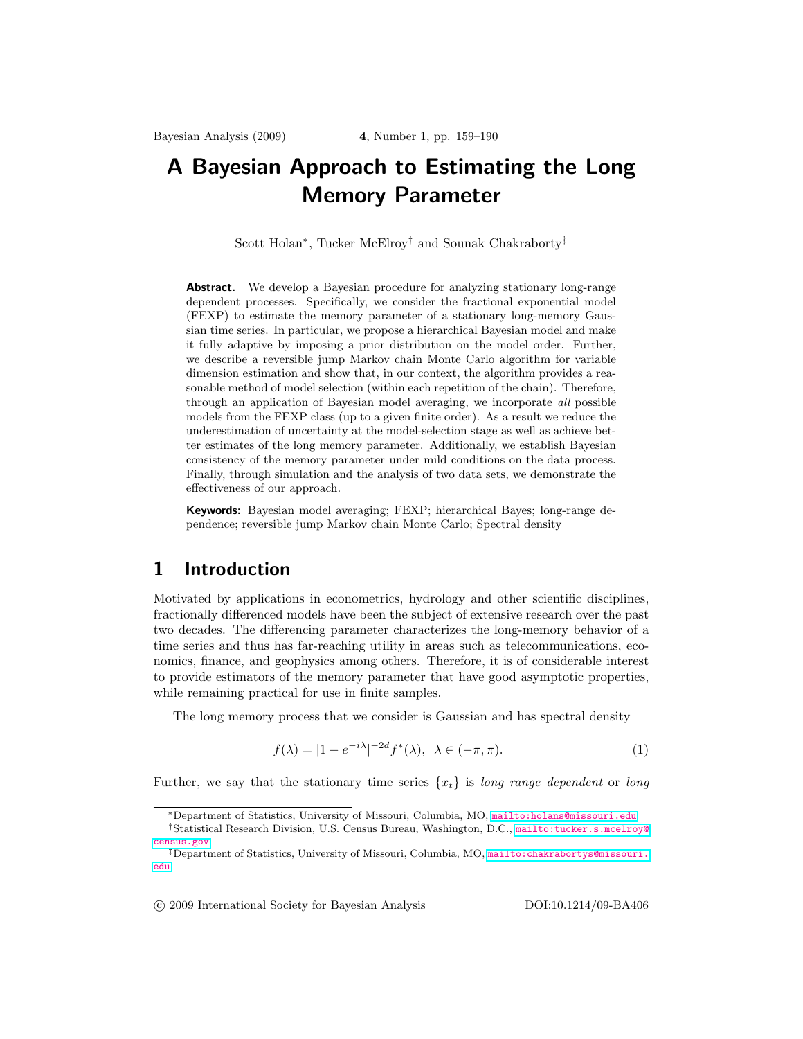# A Bayesian Approach to Estimating the Long Memory Parameter

Scott Holan[*], Tucker McElroy[†] and Sounak Chakraborty[‡]

**Abstract.** We develop a Bayesian procedure for analyzing stationary long-range dependent processes. Specifically, we consider the fractional exponential model (FEXP) to estimate the memory parameter of a stationary long-memory Gaussian time series. In particular, we propose a hierarchical Bayesian model and make it fully adaptive by imposing a prior distribution on the model order. Further, we describe a reversible jump Markov chain Monte Carlo algorithm for variable dimension estimation and show that, in our context, the algorithm provides a reasonable method of model selection (within each repetition of the chain). Therefore, through an application of Bayesian model averaging, we incorporate *all* possible models from the FEXP class (up to a given finite order). As a result we reduce the underestimation of uncertainty at the model-selection stage as well as achieve better estimates of the long memory parameter. Additionally, we establish Bayesian consistency of the memory parameter under mild conditions on the data process. Finally, through simulation and the analysis of two data sets, we demonstrate the effectiveness of our approach.

**Keywords:** Bayesian model averaging; FEXP; hierarchical Bayes; long-range dependence; reversible jump Markov chain Monte Carlo; Spectral density

## 1 Introduction

Motivated by applications in econometrics, hydrology and other scientific disciplines, fractionally differenced models have been the subject of extensive research over the past two decades. The differencing parameter characterizes the long-memory behavior of a time series and thus has far-reaching utility in areas such as telecommunications, economics, finance, and geophysics among others. Therefore, it is of considerable interest to provide estimators of the memory parameter that have good asymptotic properties, while remaining practical for use in finite samples.

The long memory process that we consider is Gaussian and has spectral density

$$f(\lambda) = |1 - e^{-i\lambda}|^{-2d} f^*(\lambda), \;\; \lambda \in (-\pi, \pi). \tag{1}$$

Further, we say that the stationary time series $\{x_t\}$ is *long range dependent* or *long*

---

[*] Department of Statistics, University of Missouri, Columbia, MO, mailto:holans@missouri.edu

[†] Statistical Research Division, U.S. Census Bureau, Washington, D.C., mailto:tucker.s.mcelroy@census.gov

[‡] Department of Statistics, University of Missouri, Columbia, MO, mailto:chakrabortys@missouri.edu

© 2009 International Society for Bayesian Analysis DOI:10.1214/09-BA406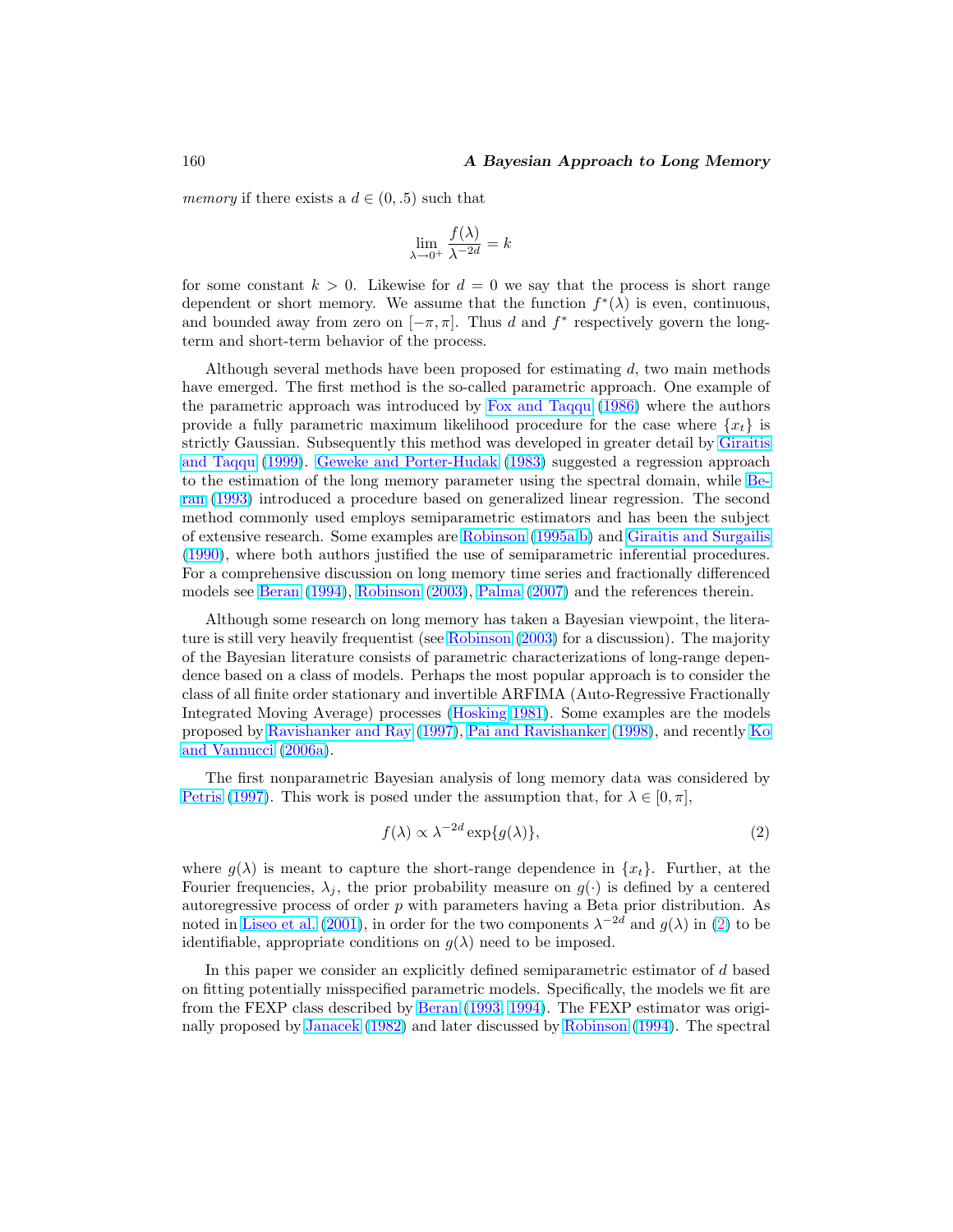*memory* if there exists a $d \in (0, .5)$ such that

$$\lim_{\lambda \to 0^+} \frac{f(\lambda)}{\lambda^{-2d}} = k$$

for some constant $k > 0$. Likewise for $d = 0$ we say that the process is short range dependent or short memory. We assume that the function $f^*(\lambda)$ is even, continuous, and bounded away from zero on $[-\pi, \pi]$. Thus $d$ and $f^*$ respectively govern the long-term and short-term behavior of the process.

Although several methods have been proposed for estimating $d$, two main methods have emerged. The first method is the so-called parametric approach. One example of the parametric approach was introduced by Fox and Taqqu (1986) where the authors provide a fully parametric maximum likelihood procedure for the case where $\{x_t\}$ is strictly Gaussian. Subsequently this method was developed in greater detail by Giraitis and Taqqu (1999). Geweke and Porter-Hudak (1983) suggested a regression approach to the estimation of the long memory parameter using the spectral domain, while Beran (1993) introduced a procedure based on generalized linear regression. The second method commonly used employs semiparametric estimators and has been the subject of extensive research. Some examples are Robinson (1995a,b) and Giraitis and Surgailis (1990), where both authors justified the use of semiparametric inferential procedures. For a comprehensive discussion on long memory time series and fractionally differenced models see Beran (1994), Robinson (2003), Palma (2007) and the references therein.

Although some research on long memory has taken a Bayesian viewpoint, the literature is still very heavily frequentist (see Robinson (2003) for a discussion). The majority of the Bayesian literature consists of parametric characterizations of long-range dependence based on a class of models. Perhaps the most popular approach is to consider the class of all finite order stationary and invertible ARFIMA (Auto-Regressive Fractionally Integrated Moving Average) processes (Hosking 1981). Some examples are the models proposed by Ravishanker and Ray (1997), Pai and Ravishanker (1998), and recently Ko and Vannucci (2006a).

The first nonparametric Bayesian analysis of long memory data was considered by Petris (1997). This work is posed under the assumption that, for $\lambda \in [0, \pi]$,

$$f(\lambda) \propto \lambda^{-2d} \exp\{g(\lambda)\}, \tag{2}$$

where $g(\lambda)$ is meant to capture the short-range dependence in $\{x_t\}$. Further, at the Fourier frequencies, $\lambda_j$, the prior probability measure on $g(\cdot)$ is defined by a centered autoregressive process of order $p$ with parameters having a Beta prior distribution. As noted in Liseo et al. (2001), in order for the two components $\lambda^{-2d}$ and $g(\lambda)$ in (2) to be identifiable, appropriate conditions on $g(\lambda)$ need to be imposed.

In this paper we consider an explicitly defined semiparametric estimator of $d$ based on fitting potentially misspecified parametric models. Specifically, the models we fit are from the FEXP class described by Beran (1993, 1994). The FEXP estimator was originally proposed by Janacek (1982) and later discussed by Robinson (1994). The spectral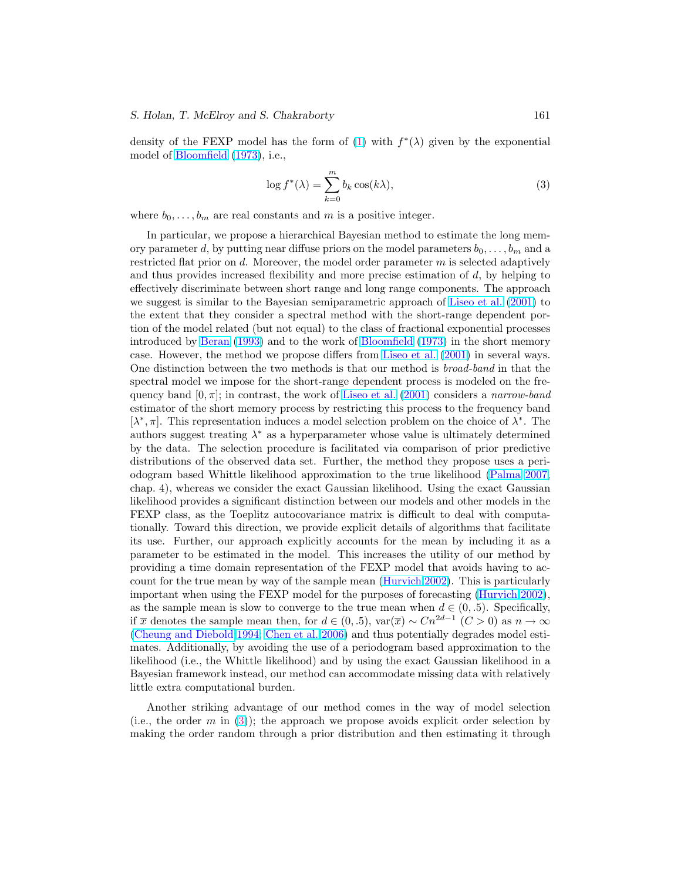density of the FEXP model has the form of (1) with $f^*(\lambda)$ given by the exponential model of Bloomfield (1973), i.e.,

$$\log f^*(\lambda) = \sum_{k=0}^{m} b_k \cos(k\lambda), \tag{3}$$

where $b_0, \ldots, b_m$ are real constants and $m$ is a positive integer.

In particular, we propose a hierarchical Bayesian method to estimate the long memory parameter $d$, by putting near diffuse priors on the model parameters $b_0, \ldots, b_m$ and a restricted flat prior on $d$. Moreover, the model order parameter $m$ is selected adaptively and thus provides increased flexibility and more precise estimation of $d$, by helping to effectively discriminate between short range and long range components. The approach we suggest is similar to the Bayesian semiparametric approach of Liseo et al. (2001) to the extent that they consider a spectral method with the short-range dependent portion of the model related (but not equal) to the class of fractional exponential processes introduced by Beran (1993) and to the work of Bloomfield (1973) in the short memory case. However, the method we propose differs from Liseo et al. (2001) in several ways. One distinction between the two methods is that our method is *broad-band* in that the spectral model we impose for the short-range dependent process is modeled on the frequency band $[0, \pi]$; in contrast, the work of Liseo et al. (2001) considers a *narrow-band* estimator of the short memory process by restricting this process to the frequency band $[\lambda^*, \pi]$. This representation induces a model selection problem on the choice of $\lambda^*$. The authors suggest treating $\lambda^*$ as a hyperparameter whose value is ultimately determined by the data. The selection procedure is facilitated via comparison of prior predictive distributions of the observed data set. Further, the method they propose uses a periodogram based Whittle likelihood approximation to the true likelihood (Palma 2007, chap. 4), whereas we consider the exact Gaussian likelihood. Using the exact Gaussian likelihood provides a significant distinction between our models and other models in the FEXP class, as the Toeplitz autocovariance matrix is difficult to deal with computationally. Toward this direction, we provide explicit details of algorithms that facilitate its use. Further, our approach explicitly accounts for the mean by including it as a parameter to be estimated in the model. This increases the utility of our method by providing a time domain representation of the FEXP model that avoids having to account for the true mean by way of the sample mean (Hurvich 2002). This is particularly important when using the FEXP model for the purposes of forecasting (Hurvich 2002), as the sample mean is slow to converge to the true mean when $d \in (0, .5)$. Specifically, if $\overline{x}$ denotes the sample mean then, for $d \in (0, .5)$, $\text{var}(\overline{x}) \sim Cn^{2d-1}$ $(C > 0)$ as $n \to \infty$ (Cheung and Diebold 1994; Chen et al. 2006) and thus potentially degrades model estimates. Additionally, by avoiding the use of a periodogram based approximation to the likelihood (i.e., the Whittle likelihood) and by using the exact Gaussian likelihood in a Bayesian framework instead, our method can accommodate missing data with relatively little extra computational burden.

Another striking advantage of our method comes in the way of model selection (i.e., the order $m$ in (3)); the approach we propose avoids explicit order selection by making the order random through a prior distribution and then estimating it through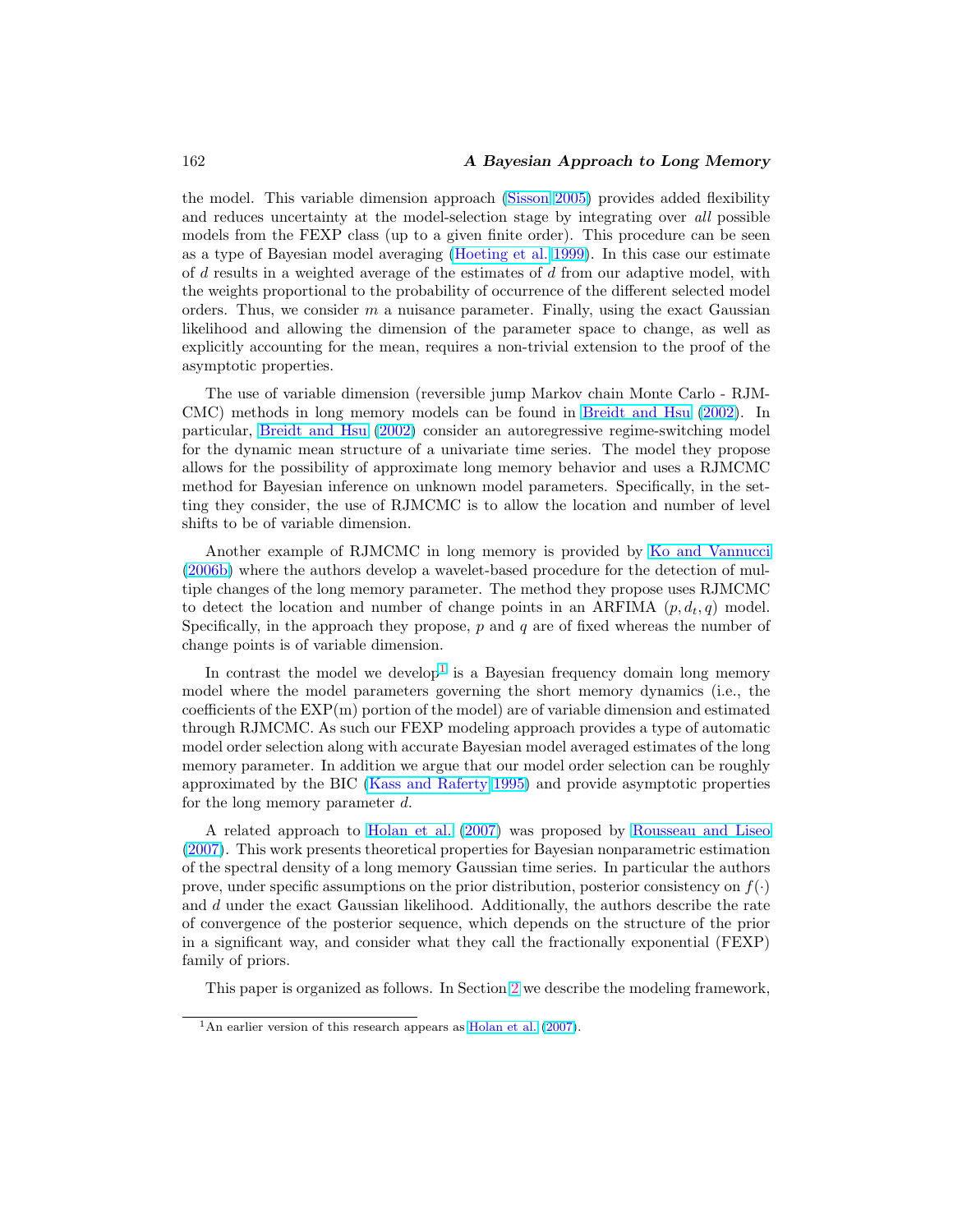the model. This variable dimension approach (Sisson 2005) provides added flexibility and reduces uncertainty at the model-selection stage by integrating over *all* possible models from the FEXP class (up to a given finite order). This procedure can be seen as a type of Bayesian model averaging (Hoeting et al. 1999). In this case our estimate of $d$ results in a weighted average of the estimates of $d$ from our adaptive model, with the weights proportional to the probability of occurrence of the different selected model orders. Thus, we consider $m$ a nuisance parameter. Finally, using the exact Gaussian likelihood and allowing the dimension of the parameter space to change, as well as explicitly accounting for the mean, requires a non-trivial extension to the proof of the asymptotic properties.

The use of variable dimension (reversible jump Markov chain Monte Carlo - RJMCMC) methods in long memory models can be found in Breidt and Hsu (2002). In particular, Breidt and Hsu (2002) consider an autoregressive regime-switching model for the dynamic mean structure of a univariate time series. The model they propose allows for the possibility of approximate long memory behavior and uses a RJMCMC method for Bayesian inference on unknown model parameters. Specifically, in the setting they consider, the use of RJMCMC is to allow the location and number of level shifts to be of variable dimension.

Another example of RJMCMC in long memory is provided by Ko and Vannucci (2006b) where the authors develop a wavelet-based procedure for the detection of multiple changes of the long memory parameter. The method they propose uses RJMCMC to detect the location and number of change points in an ARFIMA $(p, d_t, q)$ model. Specifically, in the approach they propose, $p$ and $q$ are of fixed whereas the number of change points is of variable dimension.

In contrast the model we develop[1] is a Bayesian frequency domain long memory model where the model parameters governing the short memory dynamics (i.e., the coefficients of the EXP(m) portion of the model) are of variable dimension and estimated through RJMCMC. As such our FEXP modeling approach provides a type of automatic model order selection along with accurate Bayesian model averaged estimates of the long memory parameter. In addition we argue that our model order selection can be roughly approximated by the BIC (Kass and Raferty 1995) and provide asymptotic properties for the long memory parameter $d$.

A related approach to Holan et al. (2007) was proposed by Rousseau and Liseo (2007). This work presents theoretical properties for Bayesian nonparametric estimation of the spectral density of a long memory Gaussian time series. In particular the authors prove, under specific assumptions on the prior distribution, posterior consistency on $f(\cdot)$ and $d$ under the exact Gaussian likelihood. Additionally, the authors describe the rate of convergence of the posterior sequence, which depends on the structure of the prior in a significant way, and consider what they call the fractionally exponential (FEXP) family of priors.

This paper is organized as follows. In Section 2 we describe the modeling framework,

[1] An earlier version of this research appears as Holan et al. (2007).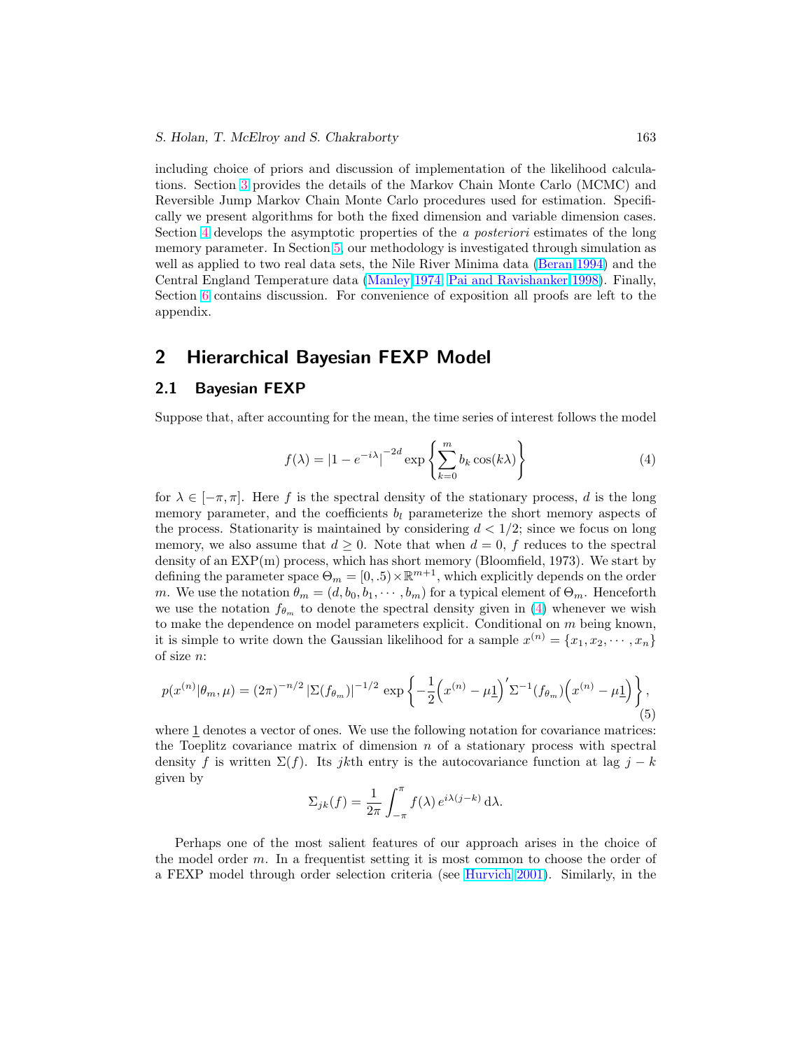including choice of priors and discussion of implementation of the likelihood calculations. Section 3 provides the details of the Markov Chain Monte Carlo (MCMC) and Reversible Jump Markov Chain Monte Carlo procedures used for estimation. Specifically we present algorithms for both the fixed dimension and variable dimension cases. Section 4 develops the asymptotic properties of the *a posteriori* estimates of the long memory parameter. In Section 5, our methodology is investigated through simulation as well as applied to two real data sets, the Nile River Minima data (Beran 1994) and the Central England Temperature data (Manley 1974; Pai and Ravishanker 1998). Finally, Section 6 contains discussion. For convenience of exposition all proofs are left to the appendix.

## 2 Hierarchical Bayesian FEXP Model

### 2.1 Bayesian FEXP

Suppose that, after accounting for the mean, the time series of interest follows the model

$$f(\lambda) = |1 - e^{-i\lambda}|^{-2d} \exp\left\{\sum_{k=0}^{m} b_k \cos(k\lambda)\right\} \tag{4}$$

for $\lambda \in [-\pi, \pi]$. Here $f$ is the spectral density of the stationary process, $d$ is the long memory parameter, and the coefficients $b_l$ parameterize the short memory aspects of the process. Stationarity is maintained by considering $d < 1/2$; since we focus on long memory, we also assume that $d \geq 0$. Note that when $d = 0$, $f$ reduces to the spectral density of an EXP(m) process, which has short memory (Bloomfield, 1973). We start by defining the parameter space $\Theta_m = [0, .5) \times \mathbb{R}^{m+1}$, which explicitly depends on the order $m$. We use the notation $\theta_m = (d, b_0, b_1, \cdots, b_m)$ for a typical element of $\Theta_m$. Henceforth we use the notation $f_{\theta_m}$ to denote the spectral density given in (4) whenever we wish to make the dependence on model parameters explicit. Conditional on $m$ being known, it is simple to write down the Gaussian likelihood for a sample $x^{(n)} = \{x_1, x_2, \cdots, x_n\}$ of size $n$:

$$p(x^{(n)}|\theta_m, \mu) = (2\pi)^{-n/2} \left|\Sigma(f_{\theta_m})\right|^{-1/2} \exp\left\{-\frac{1}{2}\Big(x^{(n)} - \mu\underline{1}\Big)'\Sigma^{-1}(f_{\theta_m})\Big(x^{(n)} - \mu\underline{1}\Big)\right\}, \tag{5}$$

where $\underline{1}$ denotes a vector of ones. We use the following notation for covariance matrices: the Toeplitz covariance matrix of dimension $n$ of a stationary process with spectral density $f$ is written $\Sigma(f)$. Its $jk$th entry is the autocovariance function at lag $j - k$ given by

$$\Sigma_{jk}(f) = \frac{1}{2\pi} \int_{-\pi}^{\pi} f(\lambda)\, e^{i\lambda(j-k)}\, \mathrm{d}\lambda.$$

Perhaps one of the most salient features of our approach arises in the choice of the model order $m$. In a frequentist setting it is most common to choose the order of a FEXP model through order selection criteria (see Hurvich 2001). Similarly, in the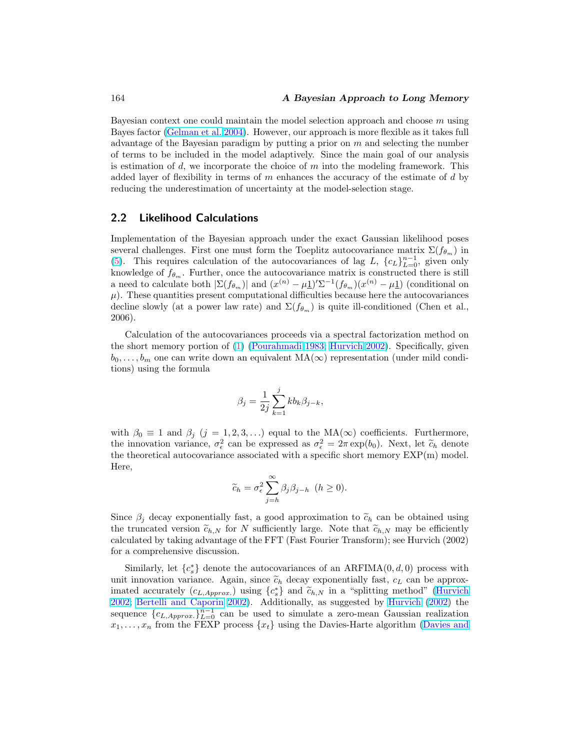Bayesian context one could maintain the model selection approach and choose $m$ using Bayes factor (Gelman et al. 2004). However, our approach is more flexible as it takes full advantage of the Bayesian paradigm by putting a prior on $m$ and selecting the number of terms to be included in the model adaptively. Since the main goal of our analysis is estimation of $d$, we incorporate the choice of $m$ into the modeling framework. This added layer of flexibility in terms of $m$ enhances the accuracy of the estimate of $d$ by reducing the underestimation of uncertainty at the model-selection stage.

## 2.2 Likelihood Calculations

Implementation of the Bayesian approach under the exact Gaussian likelihood poses several challenges. First one must form the Toeplitz autocovariance matrix $\Sigma(f_{\theta_m})$ in (5). This requires calculation of the autocovariances of lag $L$, $\{c_L\}_{L=0}^{n-1}$, given only knowledge of $f_{\theta_m}$. Further, once the autocovariance matrix is constructed there is still a need to calculate both $|\Sigma(f_{\theta_m})|$ and $(x^{(n)} - \mu\underline{1})'\Sigma^{-1}(f_{\theta_m})(x^{(n)} - \mu\underline{1})$ (conditional on $\mu$). These quantities present computational difficulties because here the autocovariances decline slowly (at a power law rate) and $\Sigma(f_{\theta_m})$ is quite ill-conditioned (Chen et al., 2006).

Calculation of the autocovariances proceeds via a spectral factorization method on the short memory portion of (1) (Pourahmadi 1983; Hurvich 2002). Specifically, given $b_0, \ldots, b_m$ one can write down an equivalent MA($\infty$) representation (under mild conditions) using the formula

$$\beta_j = \frac{1}{2j} \sum_{k=1}^{j} k b_k \beta_{j-k},$$

with $\beta_0 \equiv 1$ and $\beta_j$ $(j = 1, 2, 3, \ldots)$ equal to the MA($\infty$) coefficients. Furthermore, the innovation variance, $\sigma_\epsilon^2$ can be expressed as $\sigma_\epsilon^2 = 2\pi \exp(b_0)$. Next, let $\widetilde{c}_h$ denote the theoretical autocovariance associated with a specific short memory EXP(m) model. Here,

$$\widetilde{c}_h = \sigma_\epsilon^2 \sum_{j=h}^{\infty} \beta_j \beta_{j-h} \;\; (h \geq 0).$$

Since $\beta_j$ decay exponentially fast, a good approximation to $\widetilde{c}_h$ can be obtained using the truncated version $\widetilde{c}_{h,N}$ for $N$ sufficiently large. Note that $\widetilde{c}_{h,N}$ may be efficiently calculated by taking advantage of the FFT (Fast Fourier Transform); see Hurvich (2002) for a comprehensive discussion.

Similarly, let $\{c_s^*\}$ denote the autocovariances of an ARFIMA$(0, d, 0)$ process with unit innovation variance. Again, since $\widetilde{c}_h$ decay exponentially fast, $c_L$ can be approximated accurately ($c_{L,Approx.}$) using $\{c_s^*\}$ and $\widetilde{c}_{h,N}$ in a "splitting method" (Hurvich 2002; Bertelli and Caporin 2002). Additionally, as suggested by Hurvich (2002) the sequence $\{c_{L,Approx.}\}_{L=0}^{n-1}$ can be used to simulate a zero-mean Gaussian realization $x_1, \ldots, x_n$ from the FEXP process $\{x_t\}$ using the Davies-Harte algorithm (Davies and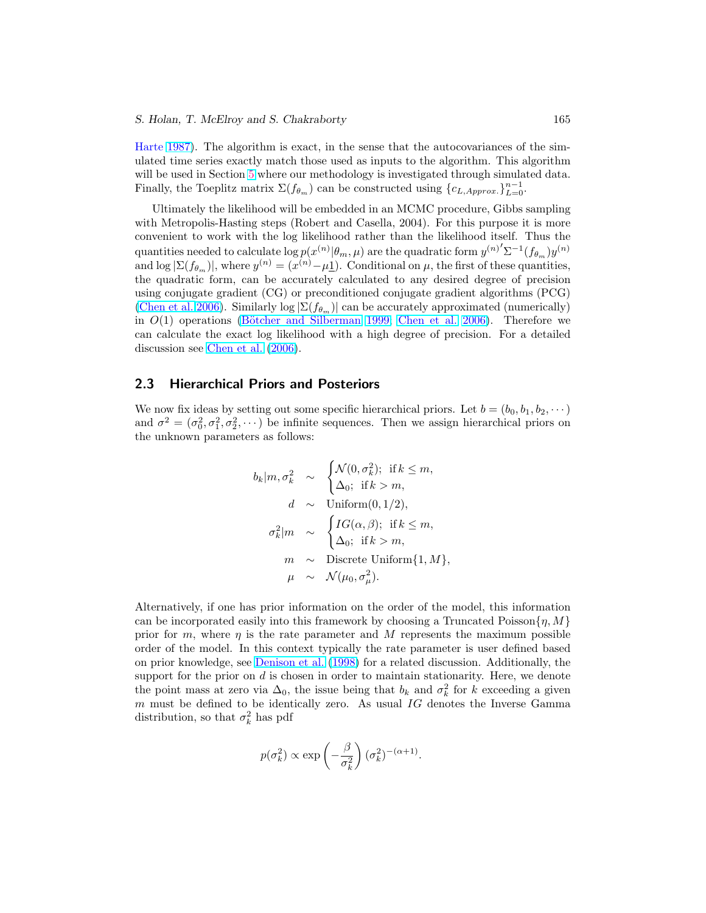Harte 1987). The algorithm is exact, in the sense that the autocovariances of the simulated time series exactly match those used as inputs to the algorithm. This algorithm will be used in Section 5 where our methodology is investigated through simulated data. Finally, the Toeplitz matrix $\Sigma(f_{\theta_m})$ can be constructed using $\{c_{L,Approx.}\}_{L=0}^{n-1}$.

Ultimately the likelihood will be embedded in an MCMC procedure, Gibbs sampling with Metropolis-Hasting steps (Robert and Casella, 2004). For this purpose it is more convenient to work with the log likelihood rather than the likelihood itself. Thus the quantities needed to calculate $\log p(x^{(n)}|\theta_m, \mu)$ are the quadratic form $y^{(n)'}\Sigma^{-1}(f_{\theta_m})y^{(n)}$ and $\log|\Sigma(f_{\theta_m})|$, where $y^{(n)} = (x^{(n)} - \mu\underline{1})$. Conditional on $\mu$, the first of these quantities, the quadratic form, can be accurately calculated to any desired degree of precision using conjugate gradient (CG) or preconditioned conjugate gradient algorithms (PCG) (Chen et al. 2006). Similarly $\log|\Sigma(f_{\theta_m})|$ can be accurately approximated (numerically) in $O(1)$ operations (Bötcher and Silberman 1999; Chen et al. 2006). Therefore we can calculate the exact log likelihood with a high degree of precision. For a detailed discussion see Chen et al. (2006).

## 2.3 Hierarchical Priors and Posteriors

We now fix ideas by setting out some specific hierarchical priors. Let $b = (b_0, b_1, b_2, \cdots)$ and $\sigma^2 = (\sigma_0^2, \sigma_1^2, \sigma_2^2, \cdots)$ be infinite sequences. Then we assign hierarchical priors on the unknown parameters as follows:

$$
\begin{aligned}
b_k|m, \sigma_k^2 &\sim \begin{cases} \mathcal{N}(0, \sigma_k^2); & \text{if } k \leq m, \\ \Delta_0; & \text{if } k > m, \end{cases} \\
d &\sim \text{Uniform}(0, 1/2), \\
\sigma_k^2|m &\sim \begin{cases} IG(\alpha, \beta); & \text{if } k \leq m, \\ \Delta_0; & \text{if } k > m, \end{cases} \\
m &\sim \text{Discrete Uniform}\{1, M\}, \\
\mu &\sim \mathcal{N}(\mu_0, \sigma_\mu^2).
\end{aligned}
$$

Alternatively, if one has prior information on the order of the model, this information can be incorporated easily into this framework by choosing a Truncated Poisson$\{\eta, M\}$ prior for $m$, where $\eta$ is the rate parameter and $M$ represents the maximum possible order of the model. In this context typically the rate parameter is user defined based on prior knowledge, see Denison et al. (1998) for a related discussion. Additionally, the support for the prior on $d$ is chosen in order to maintain stationarity. Here, we denote the point mass at zero via $\Delta_0$, the issue being that $b_k$ and $\sigma_k^2$ for $k$ exceeding a given $m$ must be defined to be identically zero. As usual $IG$ denotes the Inverse Gamma distribution, so that $\sigma_k^2$ has pdf

$$
p(\sigma_k^2) \propto \exp\left(-\frac{\beta}{\sigma_k^2}\right)(\sigma_k^2)^{-(\alpha+1)}.
$$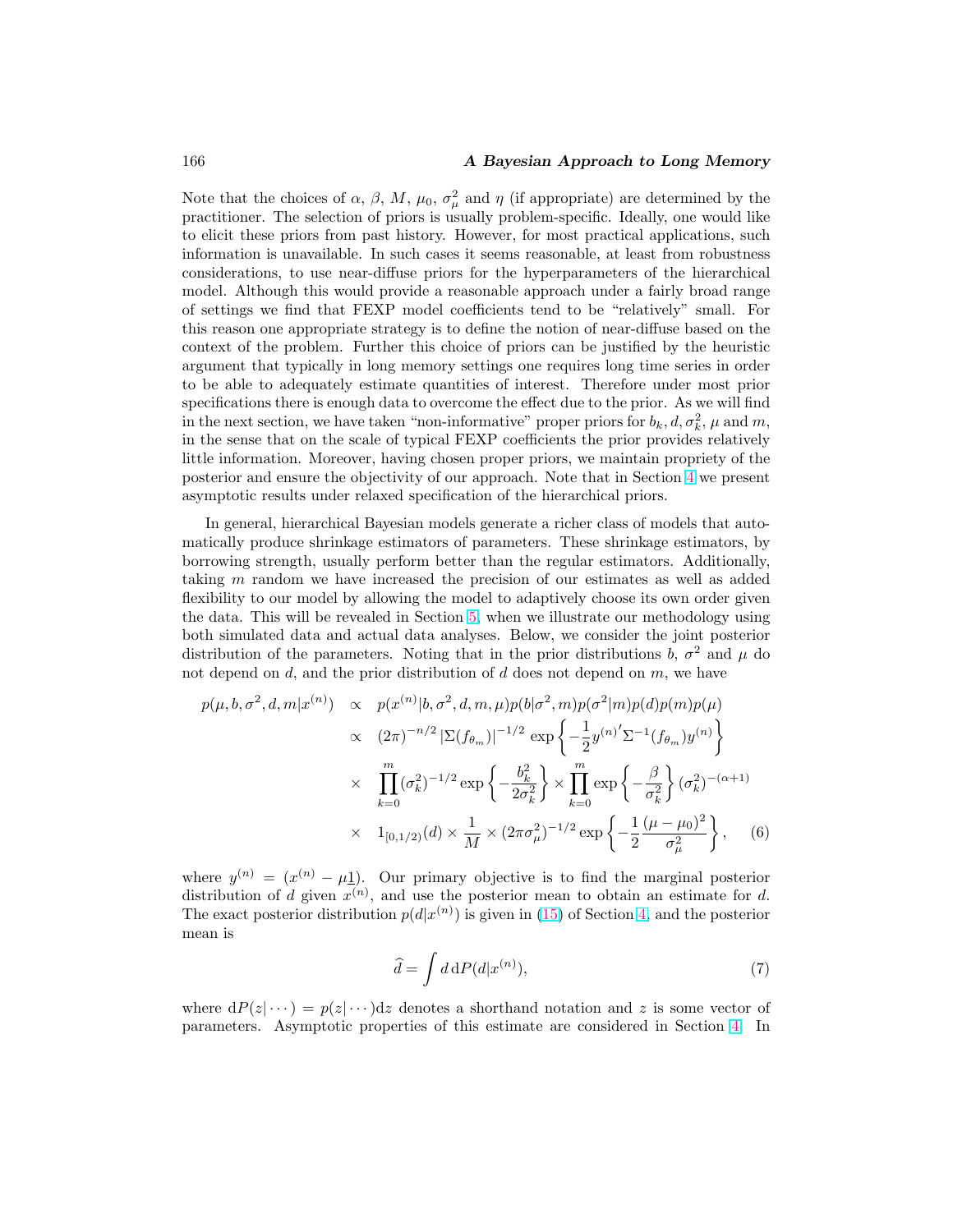Note that the choices of $\alpha$, $\beta$, $M$, $\mu_0$, $\sigma_\mu^2$ and $\eta$ (if appropriate) are determined by the practitioner. The selection of priors is usually problem-specific. Ideally, one would like to elicit these priors from past history. However, for most practical applications, such information is unavailable. In such cases it seems reasonable, at least from robustness considerations, to use near-diffuse priors for the hyperparameters of the hierarchical model. Although this would provide a reasonable approach under a fairly broad range of settings we find that FEXP model coefficients tend to be "relatively" small. For this reason one appropriate strategy is to define the notion of near-diffuse based on the context of the problem. Further this choice of priors can be justified by the heuristic argument that typically in long memory settings one requires long time series in order to be able to adequately estimate quantities of interest. Therefore under most prior specifications there is enough data to overcome the effect due to the prior. As we will find in the next section, we have taken "non-informative" proper priors for $b_k, d, \sigma_k^2$, $\mu$ and $m$, in the sense that on the scale of typical FEXP coefficients the prior provides relatively little information. Moreover, having chosen proper priors, we maintain propriety of the posterior and ensure the objectivity of our approach. Note that in Section 4 we present asymptotic results under relaxed specification of the hierarchical priors.

In general, hierarchical Bayesian models generate a richer class of models that automatically produce shrinkage estimators of parameters. These shrinkage estimators, by borrowing strength, usually perform better than the regular estimators. Additionally, taking $m$ random we have increased the precision of our estimates as well as added flexibility to our model by allowing the model to adaptively choose its own order given the data. This will be revealed in Section 5, when we illustrate our methodology using both simulated data and actual data analyses. Below, we consider the joint posterior distribution of the parameters. Noting that in the prior distributions $b$, $\sigma^2$ and $\mu$ do not depend on $d$, and the prior distribution of $d$ does not depend on $m$, we have

$$
\begin{aligned}
p(\mu, b, \sigma^2, d, m|x^{(n)}) \;&\propto\; p(x^{(n)}|b, \sigma^2, d, m, \mu)p(b|\sigma^2, m)p(\sigma^2|m)p(d)p(m)p(\mu) \\
&\propto\; (2\pi)^{-n/2}\,|\Sigma(f_{\theta_m})|^{-1/2} \exp\left\{-\frac{1}{2} {y^{(n)}}' \Sigma^{-1}(f_{\theta_m}) y^{(n)}\right\} \\
&\times\; \prod_{k=0}^{m} (\sigma_k^2)^{-1/2} \exp\left\{-\frac{b_k^2}{2\sigma_k^2}\right\} \times \prod_{k=0}^{m} \exp\left\{-\frac{\beta}{\sigma_k^2}\right\} (\sigma_k^2)^{-(\alpha+1)} \\
&\times\; 1_{[0,1/2)}(d) \times \frac{1}{M} \times (2\pi\sigma_\mu^2)^{-1/2} \exp\left\{-\frac{1}{2}\frac{(\mu-\mu_0)^2}{\sigma_\mu^2}\right\}, \qquad (6)
\end{aligned}
$$

where $y^{(n)} = (x^{(n)} - \mu\underline{1})$. Our primary objective is to find the marginal posterior distribution of $d$ given $x^{(n)}$, and use the posterior mean to obtain an estimate for $d$. The exact posterior distribution $p(d|x^{(n)})$ is given in (15) of Section 4, and the posterior mean is

$$
\widehat{d} = \int d \, \mathrm{d}P(d|x^{(n)}), \qquad (7)
$$

where $\mathrm{d}P(z|\cdots) = p(z|\cdots)\mathrm{d}z$ denotes a shorthand notation and $z$ is some vector of parameters. Asymptotic properties of this estimate are considered in Section 4. In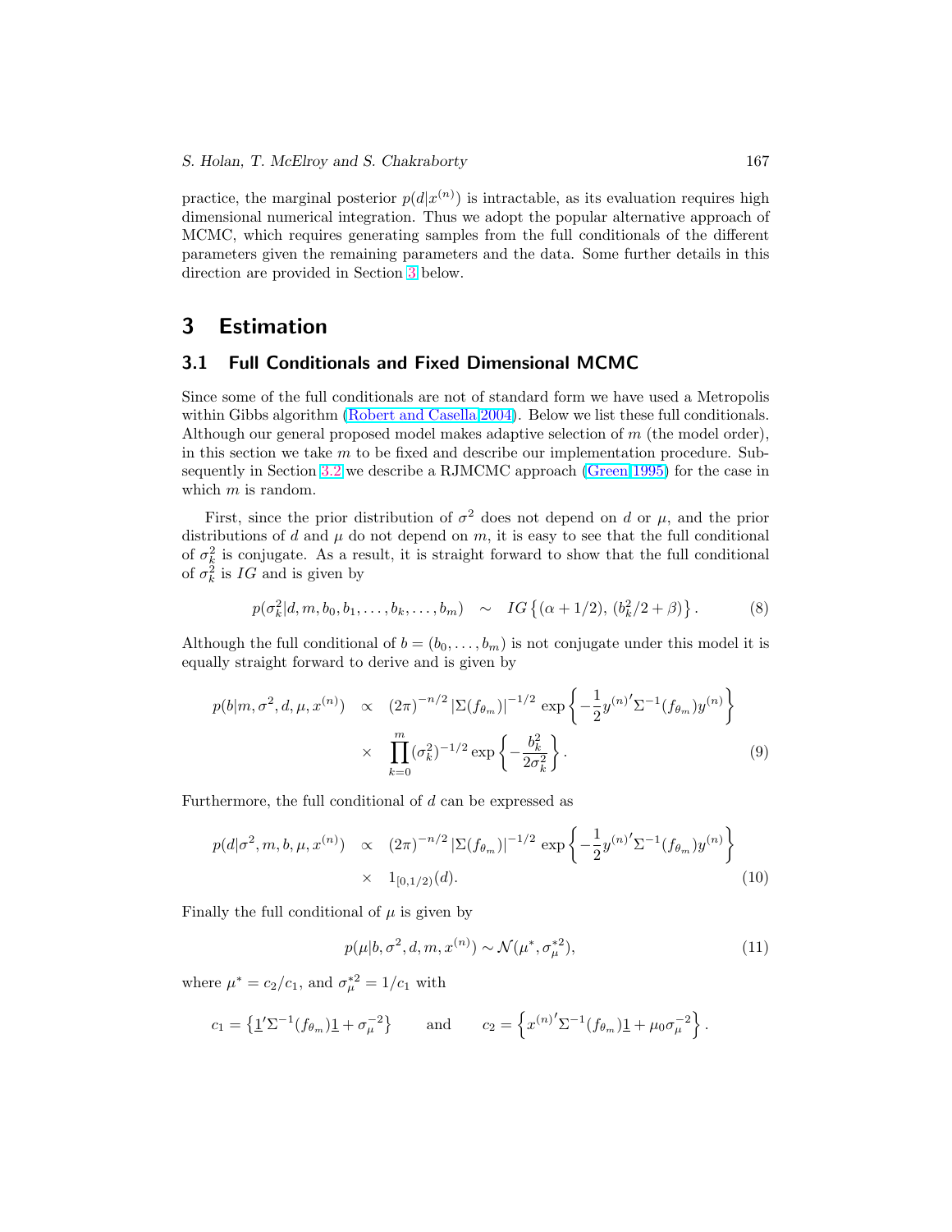practice, the marginal posterior $p(d|x^{(n)})$ is intractable, as its evaluation requires high dimensional numerical integration. Thus we adopt the popular alternative approach of MCMC, which requires generating samples from the full conditionals of the different parameters given the remaining parameters and the data. Some further details in this direction are provided in Section 3 below.

## 3 Estimation

### 3.1 Full Conditionals and Fixed Dimensional MCMC

Since some of the full conditionals are not of standard form we have used a Metropolis within Gibbs algorithm (Robert and Casella 2004). Below we list these full conditionals. Although our general proposed model makes adaptive selection of $m$ (the model order), in this section we take $m$ to be fixed and describe our implementation procedure. Subsequently in Section 3.2 we describe a RJMCMC approach (Green 1995) for the case in which $m$ is random.

First, since the prior distribution of $\sigma^2$ does not depend on $d$ or $\mu$, and the prior distributions of $d$ and $\mu$ do not depend on $m$, it is easy to see that the full conditional of $\sigma_k^2$ is conjugate. As a result, it is straight forward to show that the full conditional of $\sigma_k^2$ is $IG$ and is given by

$$
p(\sigma_k^2|d, m, b_0, b_1, \ldots, b_k, \ldots, b_m) \quad \sim \quad IG\left\{(\alpha + 1/2),\, (b_k^2/2 + \beta)\right\}. \tag{8}
$$

Although the full conditional of $b = (b_0, \ldots, b_m)$ is not conjugate under this model it is equally straight forward to derive and is given by

$$
\begin{aligned}
p(b|m, \sigma^2, d, \mu, x^{(n)}) \quad &\propto \quad (2\pi)^{-n/2}\, |\Sigma(f_{\theta_m})|^{-1/2} \exp\left\{-\frac{1}{2} y^{(n)\prime} \Sigma^{-1}(f_{\theta_m}) y^{(n)}\right\} \\
&\times \quad \prod_{k=0}^{m} (\sigma_k^2)^{-1/2} \exp\left\{-\frac{b_k^2}{2\sigma_k^2}\right\}.
\end{aligned} \tag{9}
$$

Furthermore, the full conditional of $d$ can be expressed as

$$
\begin{aligned}
p(d|\sigma^2, m, b, \mu, x^{(n)}) \quad &\propto \quad (2\pi)^{-n/2}\, |\Sigma(f_{\theta_m})|^{-1/2} \exp\left\{-\frac{1}{2} y^{(n)\prime} \Sigma^{-1}(f_{\theta_m}) y^{(n)}\right\} \\
&\times \quad 1_{[0,1/2)}(d).
\end{aligned} \tag{10}
$$

Finally the full conditional of $\mu$ is given by

$$
p(\mu|b, \sigma^2, d, m, x^{(n)}) \sim \mathcal{N}(\mu^*, \sigma_\mu^{*2}), \tag{11}
$$

where $\mu^* = c_2/c_1$, and $\sigma_\mu^{*2} = 1/c_1$ with

$$
c_1 = \left\{\underline{1}' \Sigma^{-1}(f_{\theta_m}) \underline{1} + \sigma_\mu^{-2}\right\} \qquad \text{and} \qquad c_2 = \left\{x^{(n)\prime} \Sigma^{-1}(f_{\theta_m}) \underline{1} + \mu_0 \sigma_\mu^{-2}\right\}.
$$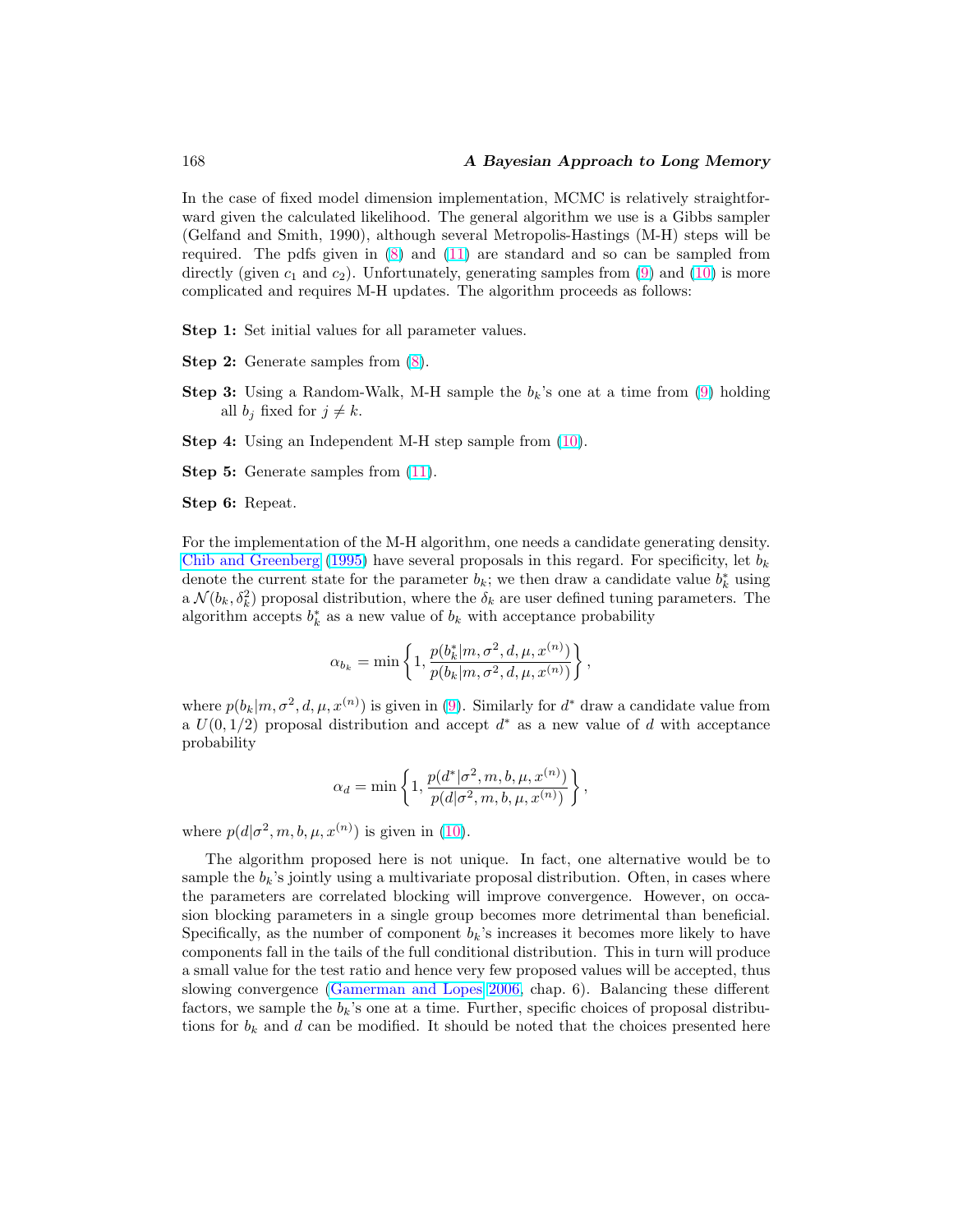In the case of fixed model dimension implementation, MCMC is relatively straightforward given the calculated likelihood. The general algorithm we use is a Gibbs sampler (Gelfand and Smith, 1990), although several Metropolis-Hastings (M-H) steps will be required. The pdfs given in (8) and (11) are standard and so can be sampled from directly (given $c_1$ and $c_2$). Unfortunately, generating samples from (9) and (10) is more complicated and requires M-H updates. The algorithm proceeds as follows:

**Step 1:** Set initial values for all parameter values.

**Step 2:** Generate samples from (8).

**Step 3:** Using a Random-Walk, M-H sample the $b_k$'s one at a time from (9) holding all $b_j$ fixed for $j \neq k$.

**Step 4:** Using an Independent M-H step sample from (10).

**Step 5:** Generate samples from (11).

**Step 6:** Repeat.

For the implementation of the M-H algorithm, one needs a candidate generating density. Chib and Greenberg (1995) have several proposals in this regard. For specificity, let $b_k$ denote the current state for the parameter $b_k$; we then draw a candidate value $b_k^*$ using a $\mathcal{N}(b_k, \delta_k^2)$ proposal distribution, where the $\delta_k$ are user defined tuning parameters. The algorithm accepts $b_k^*$ as a new value of $b_k$ with acceptance probability

$$\alpha_{b_k} = \min\left\{1, \frac{p(b_k^*|m, \sigma^2, d, \mu, x^{(n)})}{p(b_k|m, \sigma^2, d, \mu, x^{(n)})}\right\},$$

where $p(b_k|m, \sigma^2, d, \mu, x^{(n)})$ is given in (9). Similarly for $d^*$ draw a candidate value from a $U(0, 1/2)$ proposal distribution and accept $d^*$ as a new value of $d$ with acceptance probability

$$\alpha_d = \min\left\{1, \frac{p(d^*|\sigma^2, m, b, \mu, x^{(n)})}{p(d|\sigma^2, m, b, \mu, x^{(n)})}\right\},$$

where $p(d|\sigma^2, m, b, \mu, x^{(n)})$ is given in (10).

The algorithm proposed here is not unique. In fact, one alternative would be to sample the $b_k$'s jointly using a multivariate proposal distribution. Often, in cases where the parameters are correlated blocking will improve convergence. However, on occasion blocking parameters in a single group becomes more detrimental than beneficial. Specifically, as the number of component $b_k$'s increases it becomes more likely to have components fall in the tails of the full conditional distribution. This in turn will produce a small value for the test ratio and hence very few proposed values will be accepted, thus slowing convergence (Gamerman and Lopes 2006, chap. 6). Balancing these different factors, we sample the $b_k$'s one at a time. Further, specific choices of proposal distributions for $b_k$ and $d$ can be modified. It should be noted that the choices presented here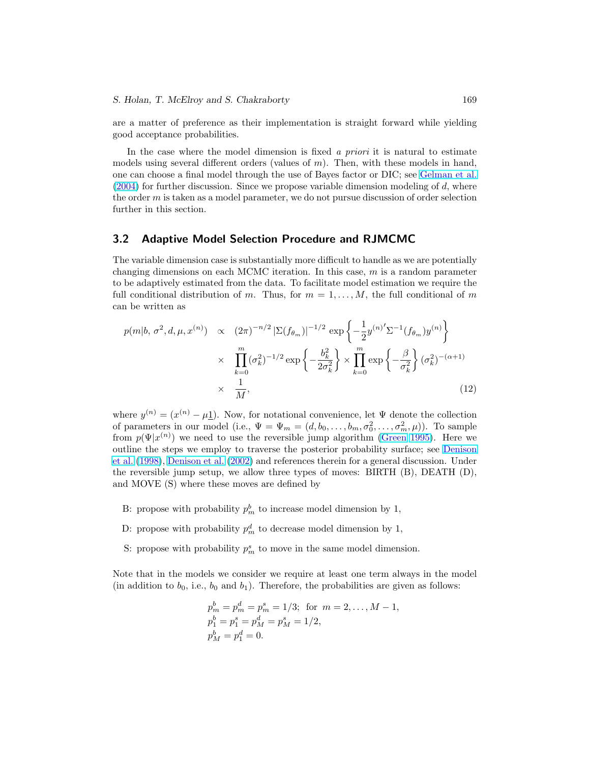are a matter of preference as their implementation is straight forward while yielding good acceptance probabilities.

In the case where the model dimension is fixed *a priori* it is natural to estimate models using several different orders (values of $m$). Then, with these models in hand, one can choose a final model through the use of Bayes factor or DIC; see Gelman et al. (2004) for further discussion. Since we propose variable dimension modeling of $d$, where the order $m$ is taken as a model parameter, we do not pursue discussion of order selection further in this section.

## 3.2 Adaptive Model Selection Procedure and RJMCMC

The variable dimension case is substantially more difficult to handle as we are potentially changing dimensions on each MCMC iteration. In this case, $m$ is a random parameter to be adaptively estimated from the data. To facilitate model estimation we require the full conditional distribution of $m$. Thus, for $m = 1, \ldots, M$, the full conditional of $m$ can be written as

$$
\begin{aligned}
p(m|b, \sigma^2, d, \mu, x^{(n)}) &\propto (2\pi)^{-n/2} |\Sigma(f_{\theta_m})|^{-1/2} \exp\left\{ -\frac{1}{2} y^{(n)\prime} \Sigma^{-1}(f_{\theta_m}) y^{(n)} \right\} \\
&\times \prod_{k=0}^{m} (\sigma_k^2)^{-1/2} \exp\left\{ -\frac{b_k^2}{2\sigma_k^2} \right\} \times \prod_{k=0}^{m} \exp\left\{ -\frac{\beta}{\sigma_k^2} \right\} (\sigma_k^2)^{-(\alpha+1)} \\
&\times \frac{1}{M}, \qquad (12)
\end{aligned}
$$

where $y^{(n)} = (x^{(n)} - \mu \underline{1})$. Now, for notational convenience, let $\Psi$ denote the collection of parameters in our model (i.e., $\Psi = \Psi_m = (d, b_0, \ldots, b_m, \sigma_0^2, \ldots, \sigma_m^2, \mu)$). To sample from $p(\Psi|x^{(n)})$ we need to use the reversible jump algorithm (Green 1995). Here we outline the steps we employ to traverse the posterior probability surface; see Denison et al. (1998), Denison et al. (2002) and references therein for a general discussion. Under the reversible jump setup, we allow three types of moves: BIRTH (B), DEATH (D), and MOVE (S) where these moves are defined by

- B: propose with probability $p_m^b$ to increase model dimension by 1,
- D: propose with probability $p_m^d$ to decrease model dimension by 1,
- S: propose with probability $p_m^s$ to move in the same model dimension.

Note that in the models we consider we require at least one term always in the model (in addition to $b_0$, i.e., $b_0$ and $b_1$). Therefore, the probabilities are given as follows:

$$
\begin{aligned}
&p_m^b = p_m^d = p_m^s = 1/3; \text{ for } m = 2, \ldots, M-1, \\
&p_1^b = p_1^s = p_M^d = p_M^s = 1/2, \\
&p_M^b = p_1^d = 0.
\end{aligned}
$$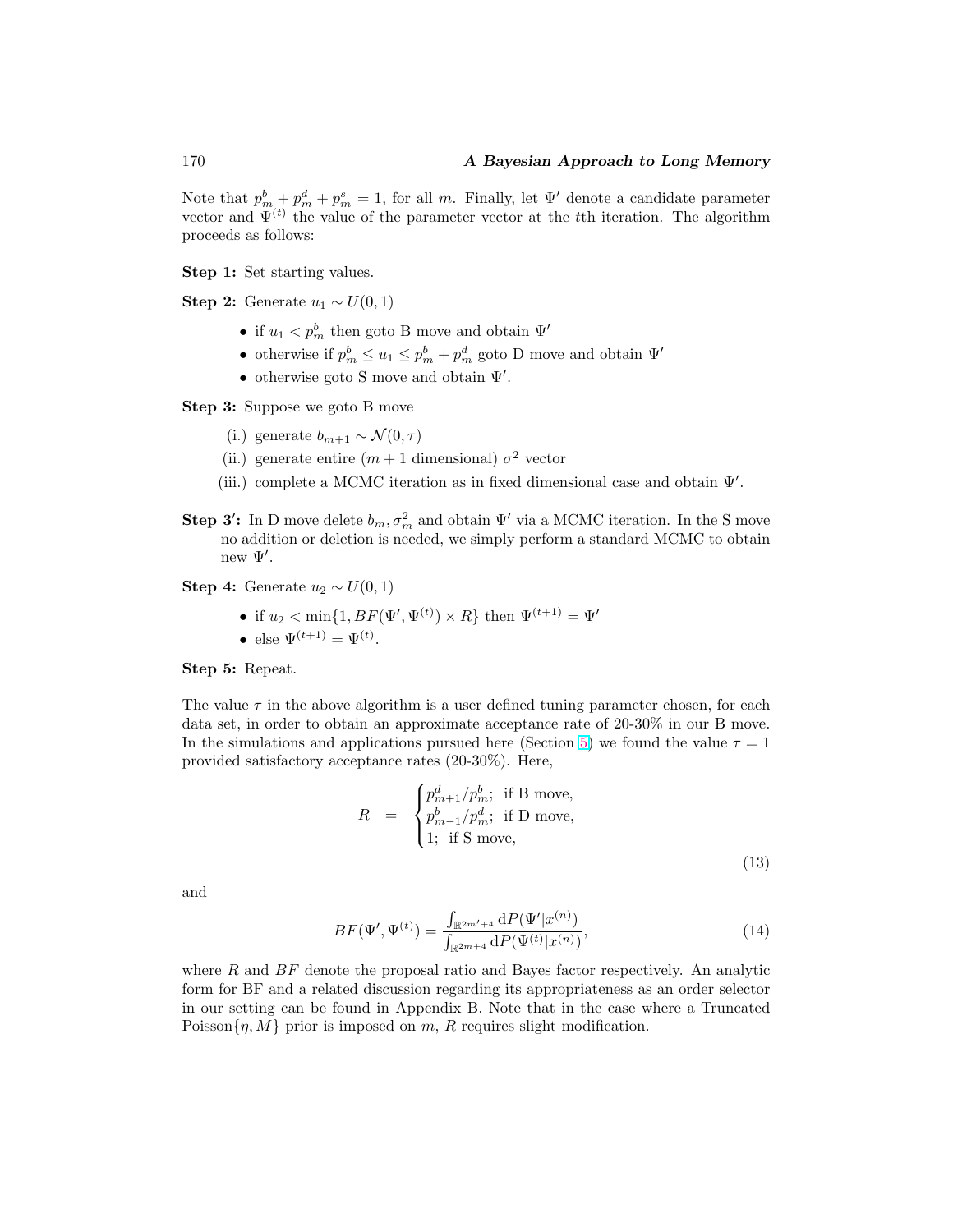Note that $p^b_m + p^d_m + p^s_m = 1$, for all $m$. Finally, let $\Psi'$ denote a candidate parameter vector and $\Psi^{(t)}$ the value of the parameter vector at the $t$th iteration. The algorithm proceeds as follows:

**Step 1:** Set starting values.

**Step 2:** Generate $u_1 \sim U(0,1)$

- if $u_1 < p^b_m$ then goto B move and obtain $\Psi'$
- otherwise if $p^b_m \le u_1 \le p^b_m + p^d_m$ goto D move and obtain $\Psi'$
- otherwise goto S move and obtain $\Psi'$.

**Step 3:** Suppose we goto B move

(i.) generate $b_{m+1} \sim \mathcal{N}(0,\tau)$

(ii.) generate entire ($m+1$ dimensional) $\sigma^2$ vector

(iii.) complete a MCMC iteration as in fixed dimensional case and obtain $\Psi'$.

**Step 3′:** In D move delete $b_m, \sigma^2_m$ and obtain $\Psi'$ via a MCMC iteration. In the S move no addition or deletion is needed, we simply perform a standard MCMC to obtain new $\Psi'$.

**Step 4:** Generate $u_2 \sim U(0,1)$

- if $u_2 < \min\{1, BF(\Psi', \Psi^{(t)}) \times R\}$ then $\Psi^{(t+1)} = \Psi'$
- else $\Psi^{(t+1)} = \Psi^{(t)}$.

**Step 5:** Repeat.

The value $\tau$ in the above algorithm is a user defined tuning parameter chosen, for each data set, in order to obtain an approximate acceptance rate of 20-30% in our B move. In the simulations and applications pursued here (Section 5) we found the value $\tau = 1$ provided satisfactory acceptance rates (20-30%). Here,

$$R = \begin{cases} p^d_{m+1}/p^b_m; & \text{if B move,} \\ p^b_{m-1}/p^d_m; & \text{if D move,} \\ 1; & \text{if S move,} \end{cases} \tag{13}$$

and

$$BF(\Psi', \Psi^{(t)}) = \frac{\int_{\mathbb{R}^{2m'+4}} \mathrm{d}P(\Psi'|x^{(n)})}{\int_{\mathbb{R}^{2m+4}} \mathrm{d}P(\Psi^{(t)}|x^{(n)})}, \tag{14}$$

where $R$ and $BF$ denote the proposal ratio and Bayes factor respectively. An analytic form for BF and a related discussion regarding its appropriateness as an order selector in our setting can be found in Appendix B. Note that in the case where a Truncated Poisson$\{\eta, M\}$ prior is imposed on $m$, $R$ requires slight modification.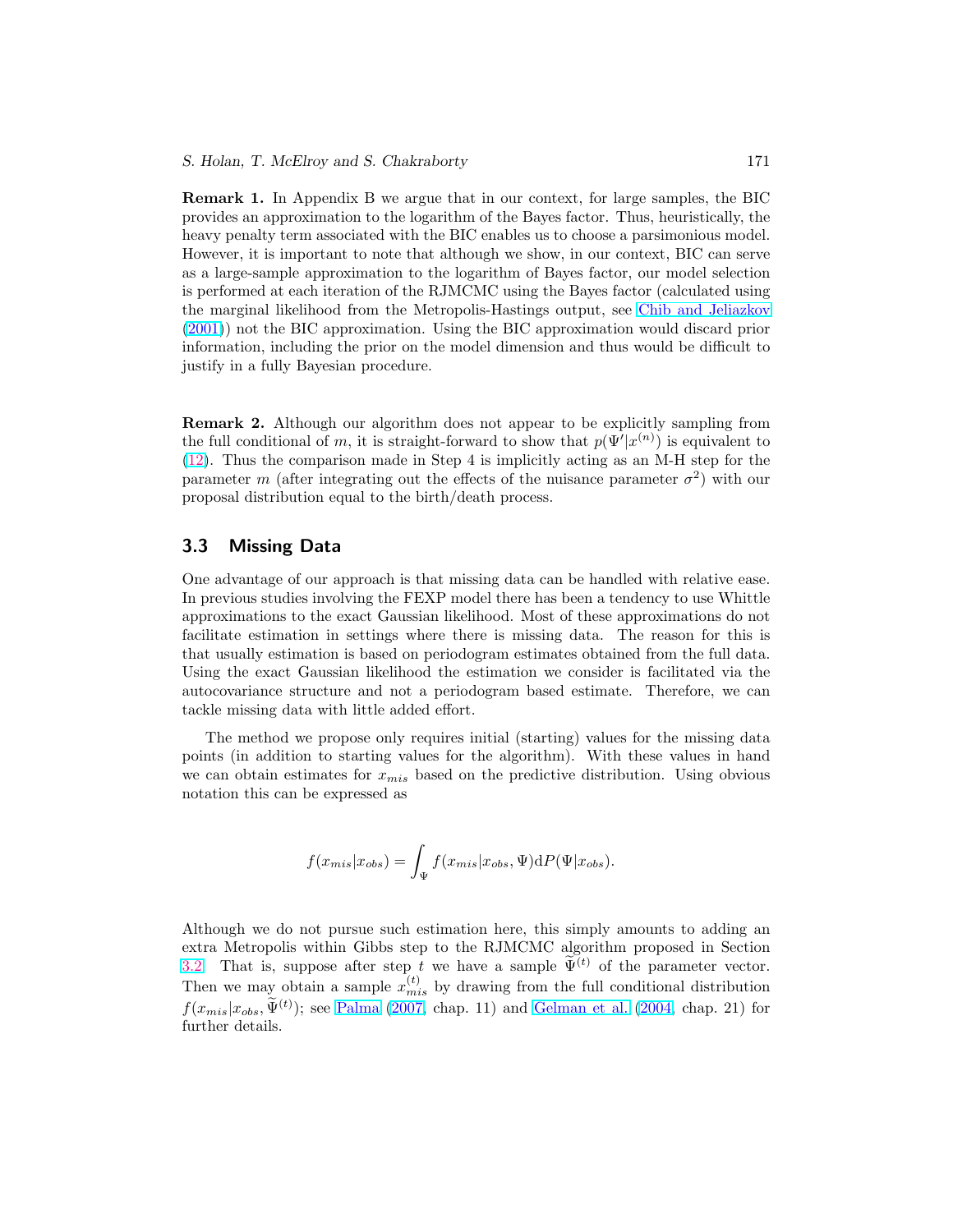**Remark 1.** In Appendix B we argue that in our context, for large samples, the BIC provides an approximation to the logarithm of the Bayes factor. Thus, heuristically, the heavy penalty term associated with the BIC enables us to choose a parsimonious model. However, it is important to note that although we show, in our context, BIC can serve as a large-sample approximation to the logarithm of Bayes factor, our model selection is performed at each iteration of the RJMCMC using the Bayes factor (calculated using the marginal likelihood from the Metropolis-Hastings output, see Chib and Jeliazkov (2001)) not the BIC approximation. Using the BIC approximation would discard prior information, including the prior on the model dimension and thus would be difficult to justify in a fully Bayesian procedure.

**Remark 2.** Although our algorithm does not appear to be explicitly sampling from the full conditional of $m$, it is straight-forward to show that $p(\Psi'|x^{(n)})$ is equivalent to (12). Thus the comparison made in Step 4 is implicitly acting as an M-H step for the parameter $m$ (after integrating out the effects of the nuisance parameter $\sigma^2$) with our proposal distribution equal to the birth/death process.

## 3.3 Missing Data

One advantage of our approach is that missing data can be handled with relative ease. In previous studies involving the FEXP model there has been a tendency to use Whittle approximations to the exact Gaussian likelihood. Most of these approximations do not facilitate estimation in settings where there is missing data. The reason for this is that usually estimation is based on periodogram estimates obtained from the full data. Using the exact Gaussian likelihood the estimation we consider is facilitated via the autocovariance structure and not a periodogram based estimate. Therefore, we can tackle missing data with little added effort.

The method we propose only requires initial (starting) values for the missing data points (in addition to starting values for the algorithm). With these values in hand we can obtain estimates for $x_{mis}$ based on the predictive distribution. Using obvious notation this can be expressed as

$$f(x_{mis}|x_{obs}) = \int_{\Psi} f(x_{mis}|x_{obs}, \Psi) \mathrm{d}P(\Psi|x_{obs}).$$

Although we do not pursue such estimation here, this simply amounts to adding an extra Metropolis within Gibbs step to the RJMCMC algorithm proposed in Section 3.2. That is, suppose after step $t$ we have a sample $\widetilde{\Psi}^{(t)}$ of the parameter vector. Then we may obtain a sample $x_{mis}^{(t)}$ by drawing from the full conditional distribution $f(x_{mis}|x_{obs}, \widetilde{\Psi}^{(t)})$; see Palma (2007, chap. 11) and Gelman et al. (2004, chap. 21) for further details.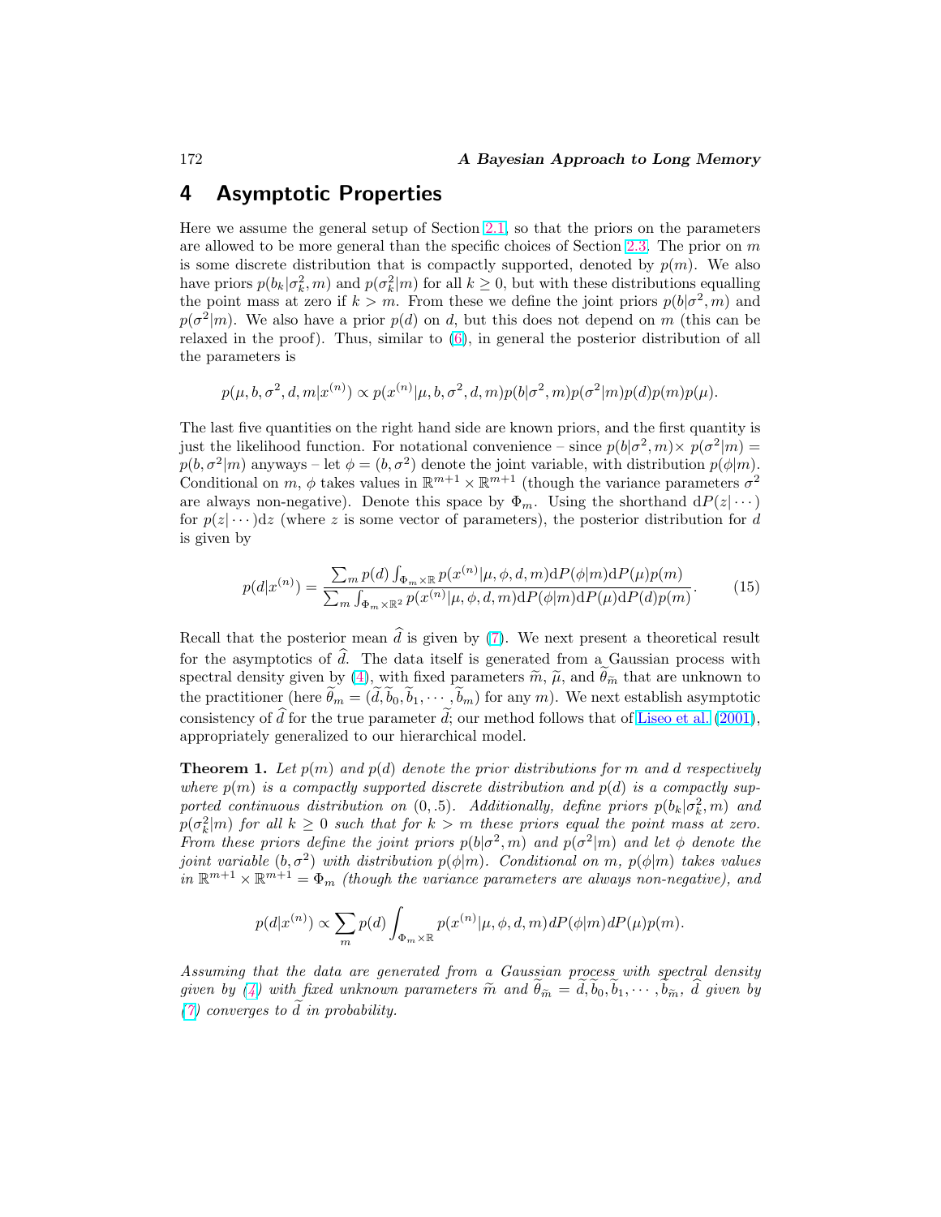## 4 Asymptotic Properties

Here we assume the general setup of Section 2.1, so that the priors on the parameters are allowed to be more general than the specific choices of Section 2.3. The prior on $m$ is some discrete distribution that is compactly supported, denoted by $p(m)$. We also have priors $p(b_k|\sigma_k^2, m)$ and $p(\sigma_k^2|m)$ for all $k \geq 0$, but with these distributions equalling the point mass at zero if $k > m$. From these we define the joint priors $p(b|\sigma^2, m)$ and $p(\sigma^2|m)$. We also have a prior $p(d)$ on $d$, but this does not depend on $m$ (this can be relaxed in the proof). Thus, similar to (6), in general the posterior distribution of all the parameters is

$$p(\mu, b, \sigma^2, d, m|x^{(n)}) \propto p(x^{(n)}|\mu, b, \sigma^2, d, m)p(b|\sigma^2, m)p(\sigma^2|m)p(d)p(m)p(\mu).$$

The last five quantities on the right hand side are known priors, and the first quantity is just the likelihood function. For notational convenience – since $p(b|\sigma^2, m) \times p(\sigma^2|m) = p(b, \sigma^2|m)$ anyways – let $\phi = (b, \sigma^2)$ denote the joint variable, with distribution $p(\phi|m)$. Conditional on $m$, $\phi$ takes values in $\mathbb{R}^{m+1} \times \mathbb{R}^{m+1}$ (though the variance parameters $\sigma^2$ are always non-negative). Denote this space by $\Phi_m$. Using the shorthand $\mathrm{d}P(z|\cdots)$ for $p(z|\cdots)\mathrm{d}z$ (where $z$ is some vector of parameters), the posterior distribution for $d$ is given by

$$p(d|x^{(n)}) = \frac{\sum_m p(d) \int_{\Phi_m \times \mathbb{R}} p(x^{(n)}|\mu, \phi, d, m)\mathrm{d}P(\phi|m)\mathrm{d}P(\mu)p(m)}{\sum_m \int_{\Phi_m \times \mathbb{R}^2} p(x^{(n)}|\mu, \phi, d, m)\mathrm{d}P(\phi|m)\mathrm{d}P(\mu)\mathrm{d}P(d)p(m)}. \tag{15}$$

Recall that the posterior mean $\widehat{d}$ is given by (7). We next present a theoretical result for the asymptotics of $\widehat{d}$. The data itself is generated from a Gaussian process with spectral density given by (4), with fixed parameters $\widetilde{m}$, $\widetilde{\mu}$, and $\widetilde{\theta}_{\widetilde{m}}$ that are unknown to the practitioner (here $\widetilde{\theta}_m = (\widetilde{d}, \widetilde{b}_0, \widetilde{b}_1, \cdots, \widetilde{b}_m)$ for any $m$). We next establish asymptotic consistency of $\widehat{d}$ for the true parameter $\widetilde{d}$; our method follows that of Liseo et al. (2001), appropriately generalized to our hierarchical model.

**Theorem 1.** *Let $p(m)$ and $p(d)$ denote the prior distributions for $m$ and $d$ respectively where $p(m)$ is a compactly supported discrete distribution and $p(d)$ is a compactly supported continuous distribution on $(0, .5)$. Additionally, define priors $p(b_k|\sigma_k^2, m)$ and $p(\sigma_k^2|m)$ for all $k \geq 0$ such that for $k > m$ these priors equal the point mass at zero. From these priors define the joint priors $p(b|\sigma^2, m)$ and $p(\sigma^2|m)$ and let $\phi$ denote the joint variable $(b, \sigma^2)$ with distribution $p(\phi|m)$. Conditional on $m$, $p(\phi|m)$ takes values in $\mathbb{R}^{m+1} \times \mathbb{R}^{m+1} = \Phi_m$ (though the variance parameters are always non-negative), and*

$$p(d|x^{(n)}) \propto \sum_m p(d) \int_{\Phi_m \times \mathbb{R}} p(x^{(n)}|\mu, \phi, d, m)dP(\phi|m)dP(\mu)p(m).$$

*Assuming that the data are generated from a Gaussian process with spectral density given by (4) with fixed unknown parameters $\widetilde{m}$ and $\widetilde{\theta}_{\widetilde{m}} = \widetilde{d}, \widetilde{b}_0, \widetilde{b}_1, \cdots, \widetilde{b}_{\widetilde{m}}$, $\widehat{d}$ given by (7) converges to $\widetilde{d}$ in probability.*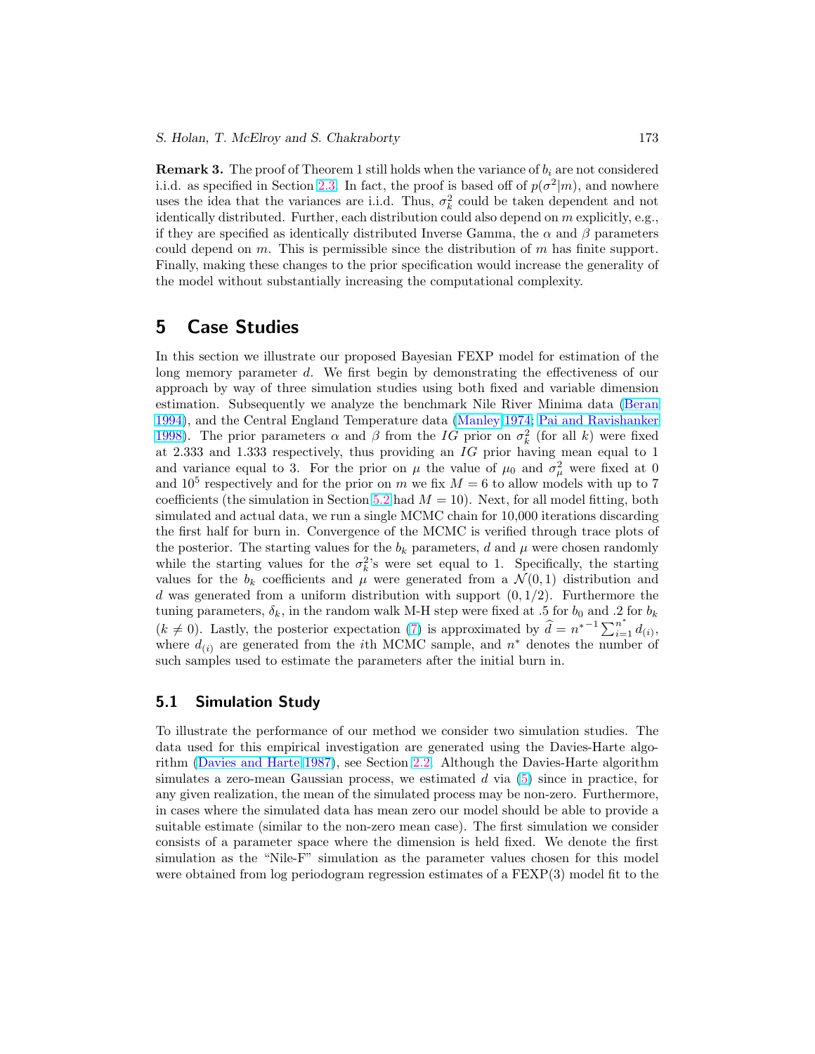**Remark 3.** The proof of Theorem 1 still holds when the variance of $b_i$ are not considered i.i.d. as specified in Section 2.3. In fact, the proof is based off of $p(\sigma^2|m)$, and nowhere uses the idea that the variances are i.i.d. Thus, $\sigma_k^2$ could be taken dependent and not identically distributed. Further, each distribution could also depend on $m$ explicitly, e.g., if they are specified as identically distributed Inverse Gamma, the $\alpha$ and $\beta$ parameters could depend on $m$. This is permissible since the distribution of $m$ has finite support. Finally, making these changes to the prior specification would increase the generality of the model without substantially increasing the computational complexity.

## 5 Case Studies

In this section we illustrate our proposed Bayesian FEXP model for estimation of the long memory parameter $d$. We first begin by demonstrating the effectiveness of our approach by way of three simulation studies using both fixed and variable dimension estimation. Subsequently we analyze the benchmark Nile River Minima data (Beran 1994), and the Central England Temperature data (Manley 1974; Pai and Ravishanker 1998). The prior parameters $\alpha$ and $\beta$ from the $IG$ prior on $\sigma_k^2$ (for all $k$) were fixed at 2.333 and 1.333 respectively, thus providing an $IG$ prior having mean equal to 1 and variance equal to 3. For the prior on $\mu$ the value of $\mu_0$ and $\sigma_\mu^2$ were fixed at 0 and $10^5$ respectively and for the prior on $m$ we fix $M = 6$ to allow models with up to 7 coefficients (the simulation in Section 5.2 had $M = 10$). Next, for all model fitting, both simulated and actual data, we run a single MCMC chain for 10,000 iterations discarding the first half for burn in. Convergence of the MCMC is verified through trace plots of the posterior. The starting values for the $b_k$ parameters, $d$ and $\mu$ were chosen randomly while the starting values for the $\sigma_k^2$'s were set equal to 1. Specifically, the starting values for the $b_k$ coefficients and $\mu$ were generated from a $\mathcal{N}(0,1)$ distribution and $d$ was generated from a uniform distribution with support $(0, 1/2)$. Furthermore the tuning parameters, $\delta_k$, in the random walk M-H step were fixed at .5 for $b_0$ and .2 for $b_k$ ($k \neq 0$). Lastly, the posterior expectation (7) is approximated by $\widehat{d} = {n^*}^{-1} \sum_{i=1}^{n^*} d_{(i)}$, where $d_{(i)}$ are generated from the $i$th MCMC sample, and $n^*$ denotes the number of such samples used to estimate the parameters after the initial burn in.

### 5.1 Simulation Study

To illustrate the performance of our method we consider two simulation studies. The data used for this empirical investigation are generated using the Davies-Harte algorithm (Davies and Harte 1987), see Section 2.2. Although the Davies-Harte algorithm simulates a zero-mean Gaussian process, we estimated $d$ via (5) since in practice, for any given realization, the mean of the simulated process may be non-zero. Furthermore, in cases where the simulated data has mean zero our model should be able to provide a suitable estimate (similar to the non-zero mean case). The first simulation we consider consists of a parameter space where the dimension is held fixed. We denote the first simulation as the "Nile-F" simulation as the parameter values chosen for this model were obtained from log periodogram regression estimates of a FEXP(3) model fit to the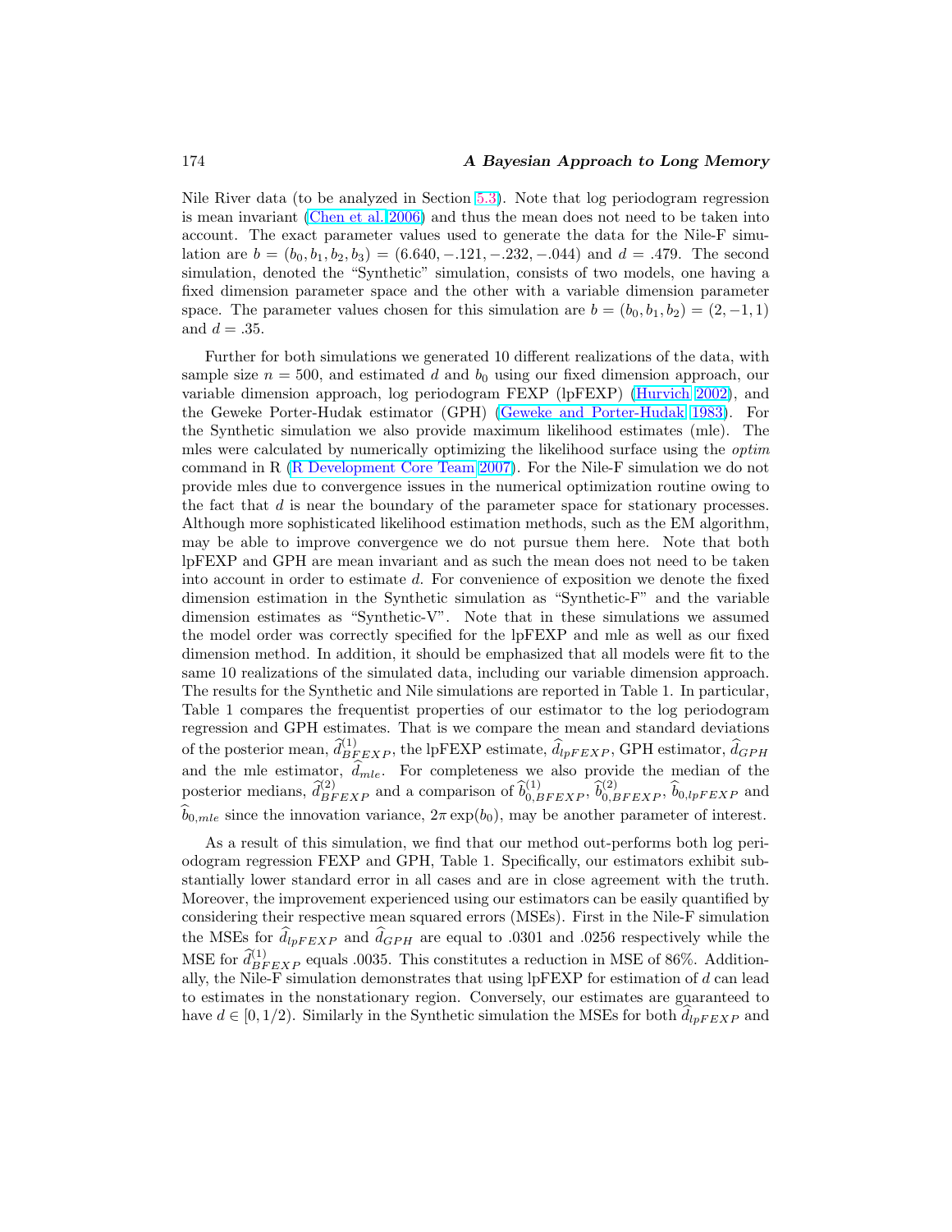Nile River data (to be analyzed in Section 5.3). Note that log periodogram regression is mean invariant (Chen et al. 2006) and thus the mean does not need to be taken into account. The exact parameter values used to generate the data for the Nile-F simulation are $b = (b_0, b_1, b_2, b_3) = (6.640, -.121, -.232, -.044)$ and $d = .479$. The second simulation, denoted the "Synthetic" simulation, consists of two models, one having a fixed dimension parameter space and the other with a variable dimension parameter space. The parameter values chosen for this simulation are $b = (b_0, b_1, b_2) = (2, -1, 1)$ and $d = .35$.

Further for both simulations we generated 10 different realizations of the data, with sample size $n = 500$, and estimated $d$ and $b_0$ using our fixed dimension approach, our variable dimension approach, log periodogram FEXP (lpFEXP) (Hurvich 2002), and the Geweke Porter-Hudak estimator (GPH) (Geweke and Porter-Hudak 1983). For the Synthetic simulation we also provide maximum likelihood estimates (mle). The mles were calculated by numerically optimizing the likelihood surface using the *optim* command in R (R Development Core Team 2007). For the Nile-F simulation we do not provide mles due to convergence issues in the numerical optimization routine owing to the fact that $d$ is near the boundary of the parameter space for stationary processes. Although more sophisticated likelihood estimation methods, such as the EM algorithm, may be able to improve convergence we do not pursue them here. Note that both lpFEXP and GPH are mean invariant and as such the mean does not need to be taken into account in order to estimate $d$. For convenience of exposition we denote the fixed dimension estimation in the Synthetic simulation as "Synthetic-F" and the variable dimension estimates as "Synthetic-V". Note that in these simulations we assumed the model order was correctly specified for the lpFEXP and mle as well as our fixed dimension method. In addition, it should be emphasized that all models were fit to the same 10 realizations of the simulated data, including our variable dimension approach. The results for the Synthetic and Nile simulations are reported in Table 1. In particular, Table 1 compares the frequentist properties of our estimator to the log periodogram regression and GPH estimates. That is we compare the mean and standard deviations of the posterior mean, $\widehat{d}^{(1)}_{BFEXP}$, the lpFEXP estimate, $\widehat{d}_{lpFEXP}$, GPH estimator, $\widehat{d}_{GPH}$ and the mle estimator, $\widehat{d}_{mle}$. For completeness we also provide the median of the posterior medians, $\widehat{d}^{(2)}_{BFEXP}$ and a comparison of $\widehat{b}^{(1)}_{0,BFEXP}$, $\widehat{b}^{(2)}_{0,BFEXP}$, $\widehat{b}_{0,lpFEXP}$ and $\widehat{b}_{0,mle}$ since the innovation variance, $2\pi \exp(b_0)$, may be another parameter of interest.

As a result of this simulation, we find that our method out-performs both log periodogram regression FEXP and GPH, Table 1. Specifically, our estimators exhibit substantially lower standard error in all cases and are in close agreement with the truth. Moreover, the improvement experienced using our estimators can be easily quantified by considering their respective mean squared errors (MSEs). First in the Nile-F simulation the MSEs for $\widehat{d}_{lpFEXP}$ and $\widehat{d}_{GPH}$ are equal to .0301 and .0256 respectively while the MSE for $\widehat{d}^{(1)}_{BFEXP}$ equals .0035. This constitutes a reduction in MSE of 86%. Additionally, the Nile-F simulation demonstrates that using lpFEXP for estimation of $d$ can lead to estimates in the nonstationary region. Conversely, our estimates are guaranteed to have $d \in [0, 1/2)$. Similarly in the Synthetic simulation the MSEs for both $\widehat{d}_{lpFEXP}$ and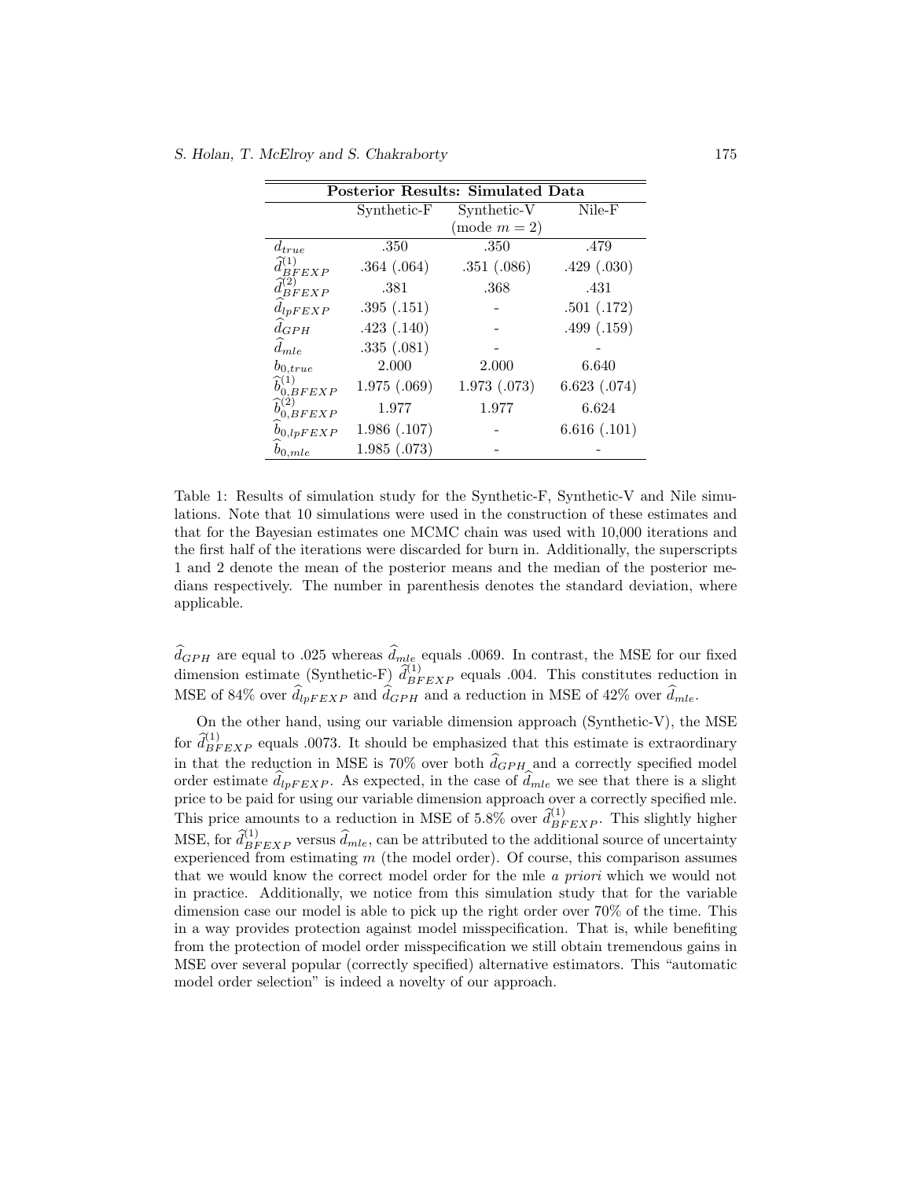| Posterior Results: Simulated Data | | | |
|---|---|---|---|
| | Synthetic-F | Synthetic-V (mode $m = 2$) | Nile-F |
| $d_{true}$ | .350 | .350 | .479 |
| $\widehat{d}^{(1)}_{BFEXP}$ | .364 (.064) | .351 (.086) | .429 (.030) |
| $\widehat{d}^{(2)}_{BFEXP}$ | .381 | .368 | .431 |
| $\widehat{d}_{lpFEXP}$ | .395 (.151) | - | .501 (.172) |
| $\widehat{d}_{GPH}$ | .423 (.140) | - | .499 (.159) |
| $\widehat{d}_{mle}$ | .335 (.081) | - | - |
| $b_{0,true}$ | 2.000 | 2.000 | 6.640 |
| $\widehat{b}^{(1)}_{0,BFEXP}$ | 1.975 (.069) | 1.973 (.073) | 6.623 (.074) |
| $\widehat{b}^{(2)}_{0,BFEXP}$ | 1.977 | 1.977 | 6.624 |
| $\widehat{b}_{0,lpFEXP}$ | 1.986 (.107) | - | 6.616 (.101) |
| $\widehat{b}_{0,mle}$ | 1.985 (.073) | - | - |

Table 1: Results of simulation study for the Synthetic-F, Synthetic-V and Nile simulations. Note that 10 simulations were used in the construction of these estimates and that for the Bayesian estimates one MCMC chain was used with 10,000 iterations and the first half of the iterations were discarded for burn in. Additionally, the superscripts 1 and 2 denote the mean of the posterior means and the median of the posterior medians respectively. The number in parenthesis denotes the standard deviation, where applicable.

$\widehat{d}_{GPH}$ are equal to .025 whereas $\widehat{d}_{mle}$ equals .0069. In contrast, the MSE for our fixed dimension estimate (Synthetic-F) $\widehat{d}^{(1)}_{BFEXP}$ equals .004. This constitutes reduction in MSE of 84% over $\widehat{d}_{lpFEXP}$ and $\widehat{d}_{GPH}$ and a reduction in MSE of 42% over $\widehat{d}_{mle}$.

On the other hand, using our variable dimension approach (Synthetic-V), the MSE for $\widehat{d}^{(1)}_{BFEXP}$ equals .0073. It should be emphasized that this estimate is extraordinary in that the reduction in MSE is 70% over both $\widehat{d}_{GPH}$ and a correctly specified model order estimate $\widehat{d}_{lpFEXP}$. As expected, in the case of $\widehat{d}_{mle}$ we see that there is a slight price to be paid for using our variable dimension approach over a correctly specified mle. This price amounts to a reduction in MSE of 5.8% over $\widehat{d}^{(1)}_{BFEXP}$. This slightly higher MSE, for $\widehat{d}^{(1)}_{BFEXP}$ versus $\widehat{d}_{mle}$, can be attributed to the additional source of uncertainty experienced from estimating $m$ (the model order). Of course, this comparison assumes that we would know the correct model order for the mle *a priori* which we would not in practice. Additionally, we notice from this simulation study that for the variable dimension case our model is able to pick up the right order over 70% of the time. This in a way provides protection against model misspecification. That is, while benefiting from the protection of model order misspecification we still obtain tremendous gains in MSE over several popular (correctly specified) alternative estimators. This "automatic model order selection" is indeed a novelty of our approach.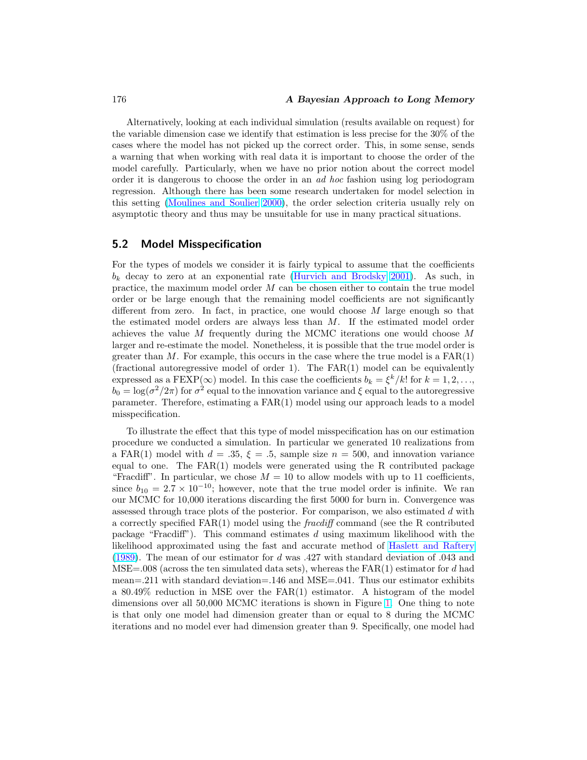Alternatively, looking at each individual simulation (results available on request) for the variable dimension case we identify that estimation is less precise for the 30% of the cases where the model has not picked up the correct order. This, in some sense, sends a warning that when working with real data it is important to choose the order of the model carefully. Particularly, when we have no prior notion about the correct model order it is dangerous to choose the order in an *ad hoc* fashion using log periodogram regression. Although there has been some research undertaken for model selection in this setting (Moulines and Soulier 2000), the order selection criteria usually rely on asymptotic theory and thus may be unsuitable for use in many practical situations.

## 5.2 Model Misspecification

For the types of models we consider it is fairly typical to assume that the coefficients $b_k$ decay to zero at an exponential rate (Hurvich and Brodsky 2001). As such, in practice, the maximum model order $M$ can be chosen either to contain the true model order or be large enough that the remaining model coefficients are not significantly different from zero. In fact, in practice, one would choose $M$ large enough so that the estimated model orders are always less than $M$. If the estimated model order achieves the value $M$ frequently during the MCMC iterations one would choose $M$ larger and re-estimate the model. Nonetheless, it is possible that the true model order is greater than $M$. For example, this occurs in the case where the true model is a FAR(1) (fractional autoregressive model of order 1). The FAR(1) model can be equivalently expressed as a FEXP($\infty$) model. In this case the coefficients $b_k = \xi^k/k!$ for $k = 1, 2, \ldots$, $b_0 = \log(\sigma^2/2\pi)$ for $\sigma^2$ equal to the innovation variance and $\xi$ equal to the autoregressive parameter. Therefore, estimating a FAR(1) model using our approach leads to a model misspecification.

To illustrate the effect that this type of model misspecification has on our estimation procedure we conducted a simulation. In particular we generated 10 realizations from a FAR(1) model with $d = .35$, $\xi = .5$, sample size $n = 500$, and innovation variance equal to one. The FAR(1) models were generated using the R contributed package "Fracdiff". In particular, we chose $M = 10$ to allow models with up to 11 coefficients, since $b_{10} = 2.7 \times 10^{-10}$; however, note that the true model order is infinite. We ran our MCMC for 10,000 iterations discarding the first 5000 for burn in. Convergence was assessed through trace plots of the posterior. For comparison, we also estimated $d$ with a correctly specified FAR(1) model using the *fracdiff* command (see the R contributed package "Fracdiff"). This command estimates $d$ using maximum likelihood with the likelihood approximated using the fast and accurate method of Haslett and Raftery (1989). The mean of our estimator for $d$ was .427 with standard deviation of .043 and MSE=.008 (across the ten simulated data sets), whereas the FAR(1) estimator for $d$ had mean=.211 with standard deviation=.146 and MSE=.041. Thus our estimator exhibits a 80.49% reduction in MSE over the FAR(1) estimator. A histogram of the model dimensions over all 50,000 MCMC iterations is shown in Figure 1. One thing to note is that only one model had dimension greater than or equal to 8 during the MCMC iterations and no model ever had dimension greater than 9. Specifically, one model had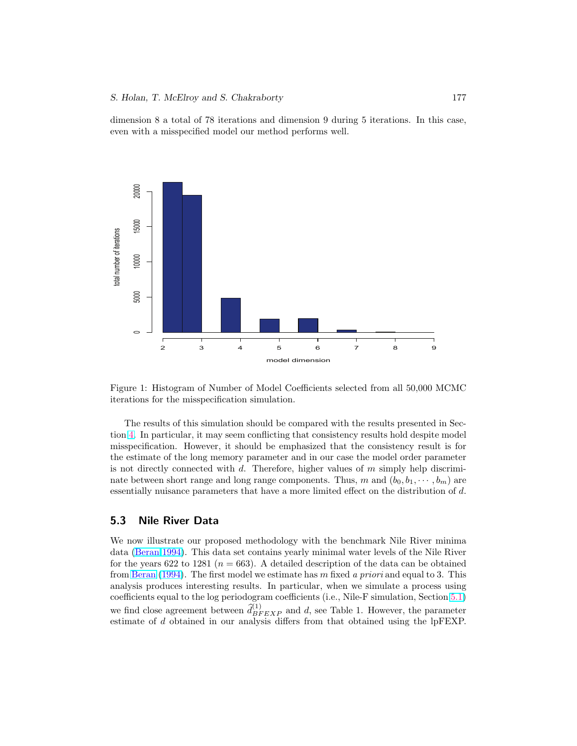dimension 8 a total of 78 iterations and dimension 9 during 5 iterations. In this case, even with a misspecified model our method performs well.

Figure 1: Histogram of Number of Model Coefficients selected from all 50,000 MCMC iterations for the misspecification simulation.

The results of this simulation should be compared with the results presented in Section 4. In particular, it may seem conflicting that consistency results hold despite model misspecification. However, it should be emphasized that the consistency result is for the estimate of the long memory parameter and in our case the model order parameter is not directly connected with $d$. Therefore, higher values of $m$ simply help discriminate between short range and long range components. Thus, $m$ and $(b_0, b_1, \cdots, b_m)$ are essentially nuisance parameters that have a more limited effect on the distribution of $d$.

## 5.3 Nile River Data

We now illustrate our proposed methodology with the benchmark Nile River minima data (Beran 1994). This data set contains yearly minimal water levels of the Nile River for the years 622 to 1281 ($n = 663$). A detailed description of the data can be obtained from Beran (1994). The first model we estimate has $m$ fixed *a priori* and equal to 3. This analysis produces interesting results. In particular, when we simulate a process using coefficients equal to the log periodogram coefficients (i.e., Nile-F simulation, Section 5.1) we find close agreement between $\widehat{d}^{(1)}_{BFEXP}$ and $d$, see Table 1. However, the parameter estimate of $d$ obtained in our analysis differs from that obtained using the lpFEXP.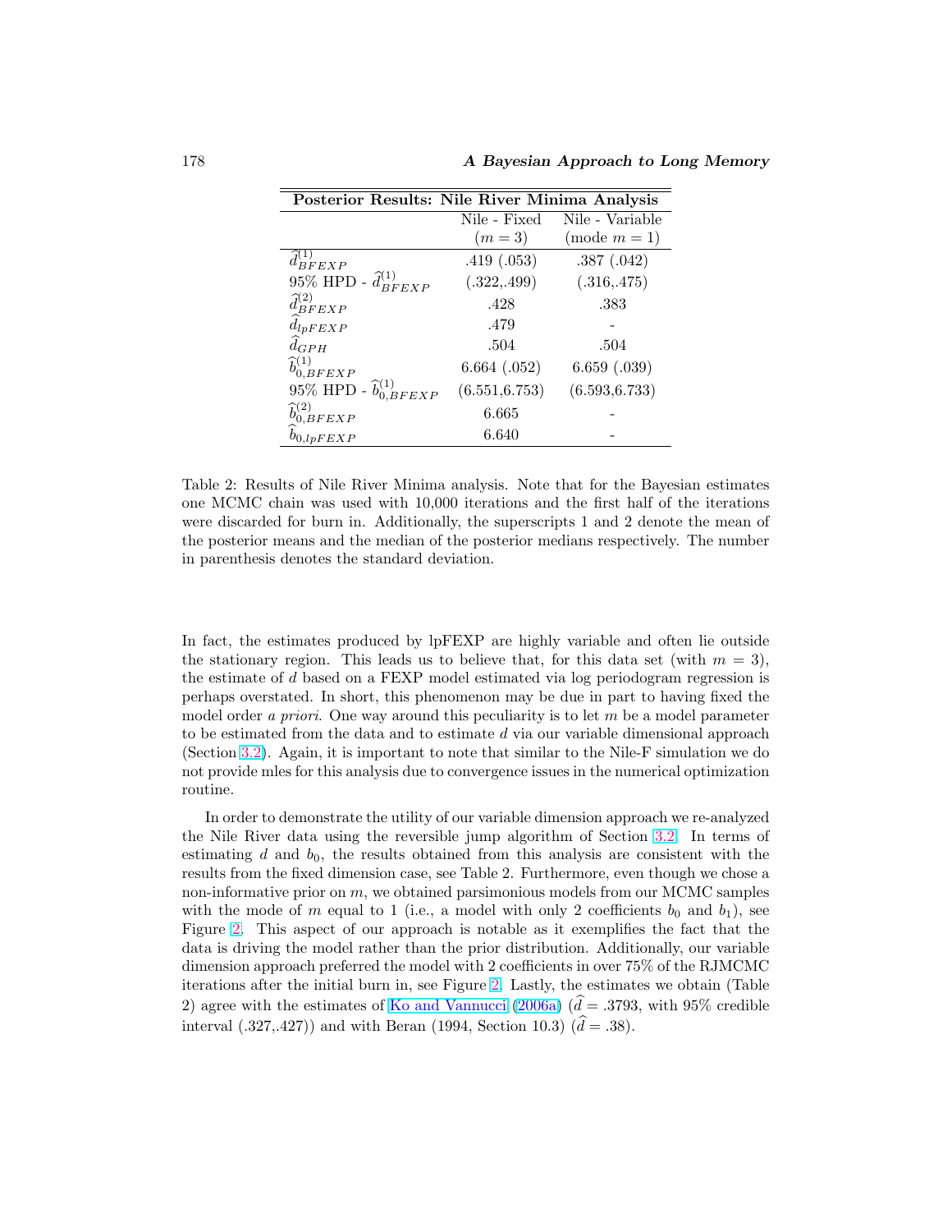| Posterior Results: Nile River Minima Analysis | | |
|---|---|---|
| | Nile - Fixed ($m = 3$) | Nile - Variable (mode $m = 1$) |
| $\widehat{d}^{(1)}_{BFEXP}$ | .419 (.053) | .387 (.042) |
| 95% HPD - $\widehat{d}^{(1)}_{BFEXP}$ | (.322,.499) | (.316,.475) |
| $\widehat{d}^{(2)}_{BFEXP}$ | .428 | .383 |
| $\widehat{d}_{lpFEXP}$ | .479 | - |
| $\widehat{d}_{GPH}$ | .504 | .504 |
| $\widehat{b}^{(1)}_{0,BFEXP}$ | 6.664 (.052) | 6.659 (.039) |
| 95% HPD - $\widehat{b}^{(1)}_{0,BFEXP}$ | (6.551,6.753) | (6.593,6.733) |
| $\widehat{b}^{(2)}_{0,BFEXP}$ | 6.665 | - |
| $\widehat{b}_{0,lpFEXP}$ | 6.640 | - |

Table 2: Results of Nile River Minima analysis. Note that for the Bayesian estimates one MCMC chain was used with 10,000 iterations and the first half of the iterations were discarded for burn in. Additionally, the superscripts 1 and 2 denote the mean of the posterior means and the median of the posterior medians respectively. The number in parenthesis denotes the standard deviation.

In fact, the estimates produced by lpFEXP are highly variable and often lie outside the stationary region. This leads us to believe that, for this data set (with $m = 3$), the estimate of $d$ based on a FEXP model estimated via log periodogram regression is perhaps overstated. In short, this phenomenon may be due in part to having fixed the model order *a priori*. One way around this peculiarity is to let $m$ be a model parameter to be estimated from the data and to estimate $d$ via our variable dimensional approach (Section 3.2). Again, it is important to note that similar to the Nile-F simulation we do not provide mles for this analysis due to convergence issues in the numerical optimization routine.

In order to demonstrate the utility of our variable dimension approach we re-analyzed the Nile River data using the reversible jump algorithm of Section 3.2. In terms of estimating $d$ and $b_0$, the results obtained from this analysis are consistent with the results from the fixed dimension case, see Table 2. Furthermore, even though we chose a non-informative prior on $m$, we obtained parsimonious models from our MCMC samples with the mode of $m$ equal to 1 (i.e., a model with only 2 coefficients $b_0$ and $b_1$), see Figure 2. This aspect of our approach is notable as it exemplifies the fact that the data is driving the model rather than the prior distribution. Additionally, our variable dimension approach preferred the model with 2 coefficients in over 75% of the RJMCMC iterations after the initial burn in, see Figure 2. Lastly, the estimates we obtain (Table 2) agree with the estimates of Ko and Vannucci (2006a) ($\widehat{d} = .3793$, with 95% credible interval (.327,.427)) and with Beran (1994, Section 10.3) ($\widehat{d} = .38$).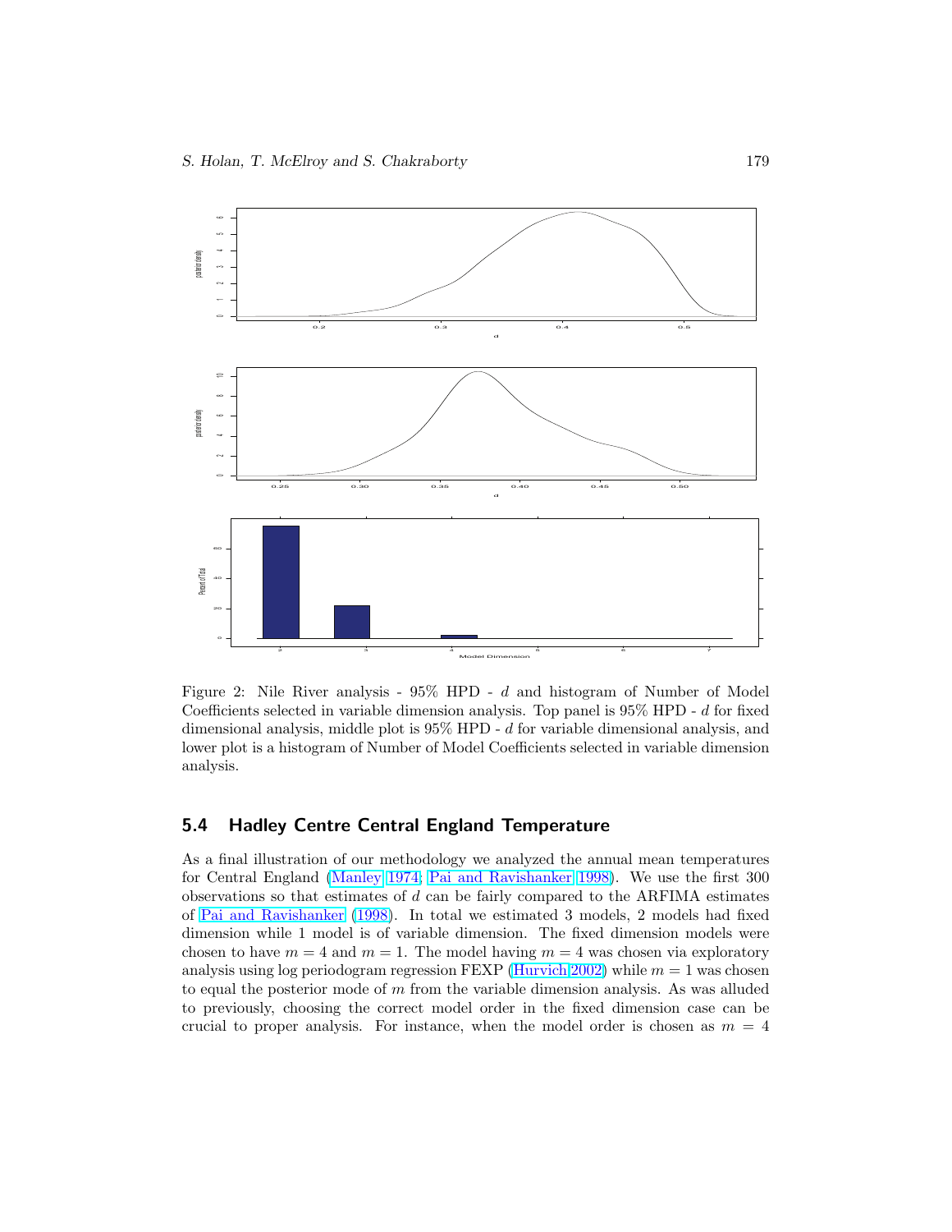Figure 2: Nile River analysis - 95% HPD - $d$ and histogram of Number of Model Coefficients selected in variable dimension analysis. Top panel is 95% HPD - $d$ for fixed dimensional analysis, middle plot is 95% HPD - $d$ for variable dimensional analysis, and lower plot is a histogram of Number of Model Coefficients selected in variable dimension analysis.

### 5.4 Hadley Centre Central England Temperature

As a final illustration of our methodology we analyzed the annual mean temperatures for Central England (Manley 1974; Pai and Ravishanker 1998). We use the first 300 observations so that estimates of $d$ can be fairly compared to the ARFIMA estimates of Pai and Ravishanker (1998). In total we estimated 3 models, 2 models had fixed dimension while 1 model is of variable dimension. The fixed dimension models were chosen to have $m = 4$ and $m = 1$. The model having $m = 4$ was chosen via exploratory analysis using log periodogram regression FEXP (Hurvich 2002) while $m = 1$ was chosen to equal the posterior mode of $m$ from the variable dimension analysis. As was alluded to previously, choosing the correct model order in the fixed dimension case can be crucial to proper analysis. For instance, when the model order is chosen as $m = 4$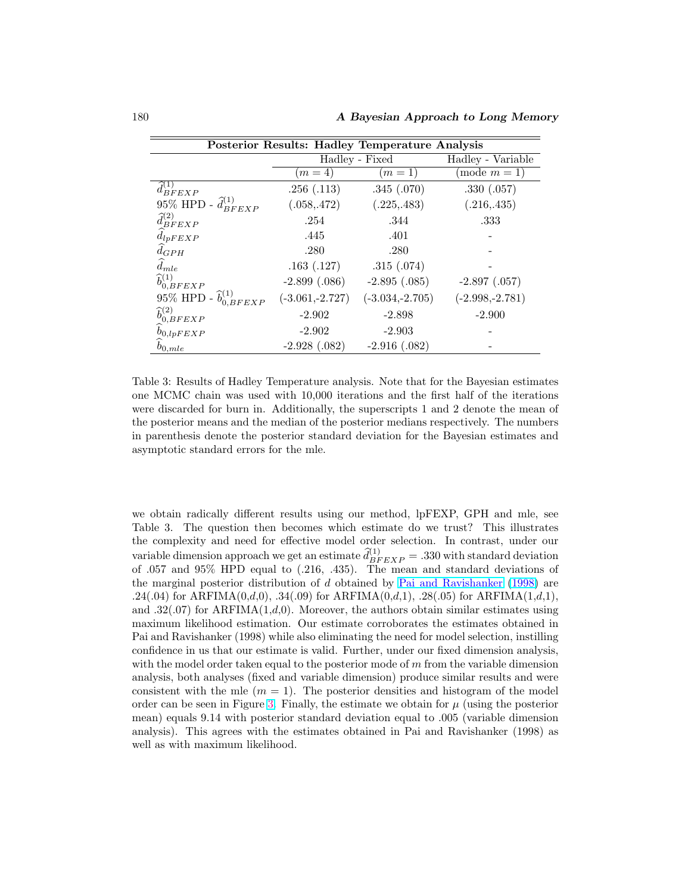| Posterior Results: Hadley Temperature Analysis | | | |
|---|---|---|---|
| | Hadley - Fixed | | Hadley - Variable |
| | $(m = 4)$ | $(m = 1)$ | (mode $m = 1$) |
| $\widehat{d}^{(1)}_{BFEXP}$ | .256 (.113) | .345 (.070) | .330 (.057) |
| 95% HPD - $\widehat{d}^{(1)}_{BFEXP}$ | (.058,.472) | (.225,.483) | (.216,.435) |
| $\widehat{d}^{(2)}_{BFEXP}$ | .254 | .344 | .333 |
| $\widehat{d}_{lpFEXP}$ | .445 | .401 | - |
| $\widehat{d}_{GPH}$ | .280 | .280 | - |
| $\widehat{d}_{mle}$ | .163 (.127) | .315 (.074) | - |
| $\widehat{b}^{(1)}_{0,BFEXP}$ | -2.899 (.086) | -2.895 (.085) | -2.897 (.057) |
| 95% HPD - $\widehat{b}^{(1)}_{0,BFEXP}$ | (-3.061,-2.727) | (-3.034,-2.705) | (-2.998,-2.781) |
| $\widehat{b}^{(2)}_{0,BFEXP}$ | -2.902 | -2.898 | -2.900 |
| $\widehat{b}_{0,lpFEXP}$ | -2.902 | -2.903 | - |
| $\widehat{b}_{0,mle}$ | -2.928 (.082) | -2.916 (.082) | - |

Table 3: Results of Hadley Temperature analysis. Note that for the Bayesian estimates one MCMC chain was used with 10,000 iterations and the first half of the iterations were discarded for burn in. Additionally, the superscripts 1 and 2 denote the mean of the posterior means and the median of the posterior medians respectively. The numbers in parenthesis denote the posterior standard deviation for the Bayesian estimates and asymptotic standard errors for the mle.

we obtain radically different results using our method, lpFEXP, GPH and mle, see Table 3. The question then becomes which estimate do we trust? This illustrates the complexity and need for effective model order selection. In contrast, under our variable dimension approach we get an estimate $\widehat{d}^{(1)}_{BFEXP} = .330$ with standard deviation of .057 and 95% HPD equal to (.216, .435). The mean and standard deviations of the marginal posterior distribution of $d$ obtained by Pai and Ravishanker (1998) are .24(.04) for ARFIMA(0,$d$,0), .34(.09) for ARFIMA(0,$d$,1), .28(.05) for ARFIMA(1,$d$,1), and .32(.07) for ARFIMA(1,$d$,0). Moreover, the authors obtain similar estimates using maximum likelihood estimation. Our estimate corroborates the estimates obtained in Pai and Ravishanker (1998) while also eliminating the need for model selection, instilling confidence in us that our estimate is valid. Further, under our fixed dimension analysis, with the model order taken equal to the posterior mode of $m$ from the variable dimension analysis, both analyses (fixed and variable dimension) produce similar results and were consistent with the mle ($m = 1$). The posterior densities and histogram of the model order can be seen in Figure 3. Finally, the estimate we obtain for $\mu$ (using the posterior mean) equals 9.14 with posterior standard deviation equal to .005 (variable dimension analysis). This agrees with the estimates obtained in Pai and Ravishanker (1998) as well as with maximum likelihood.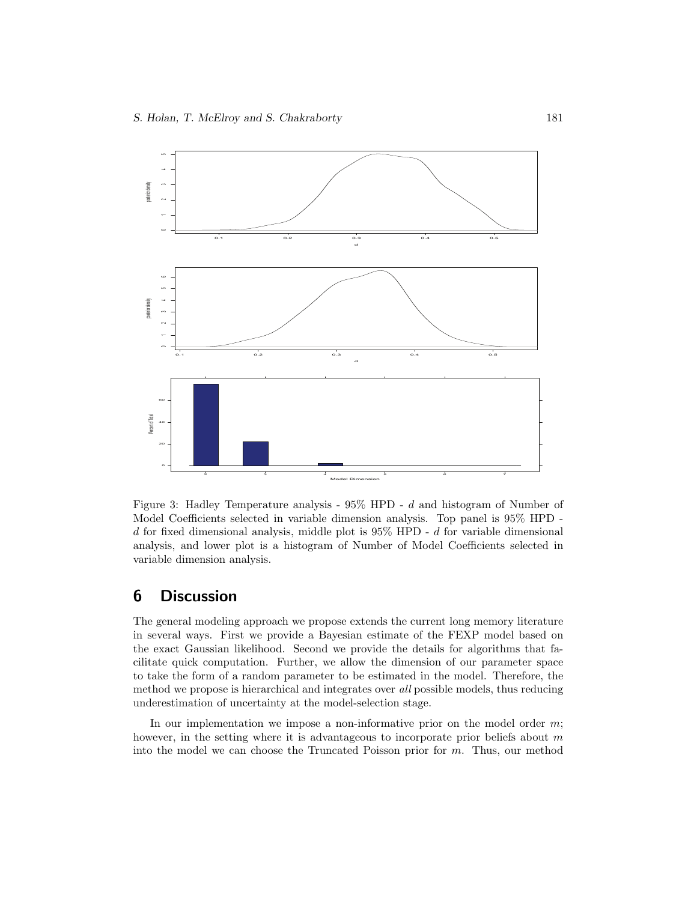Figure 3: Hadley Temperature analysis - 95% HPD - $d$ and histogram of Number of Model Coefficients selected in variable dimension analysis. Top panel is 95% HPD - $d$ for fixed dimensional analysis, middle plot is 95% HPD - $d$ for variable dimensional analysis, and lower plot is a histogram of Number of Model Coefficients selected in variable dimension analysis.

## 6 Discussion

The general modeling approach we propose extends the current long memory literature in several ways. First we provide a Bayesian estimate of the FEXP model based on the exact Gaussian likelihood. Second we provide the details for algorithms that facilitate quick computation. Further, we allow the dimension of our parameter space to take the form of a random parameter to be estimated in the model. Therefore, the method we propose is hierarchical and integrates over *all* possible models, thus reducing underestimation of uncertainty at the model-selection stage.

In our implementation we impose a non-informative prior on the model order $m$; however, in the setting where it is advantageous to incorporate prior beliefs about $m$ into the model we can choose the Truncated Poisson prior for $m$. Thus, our method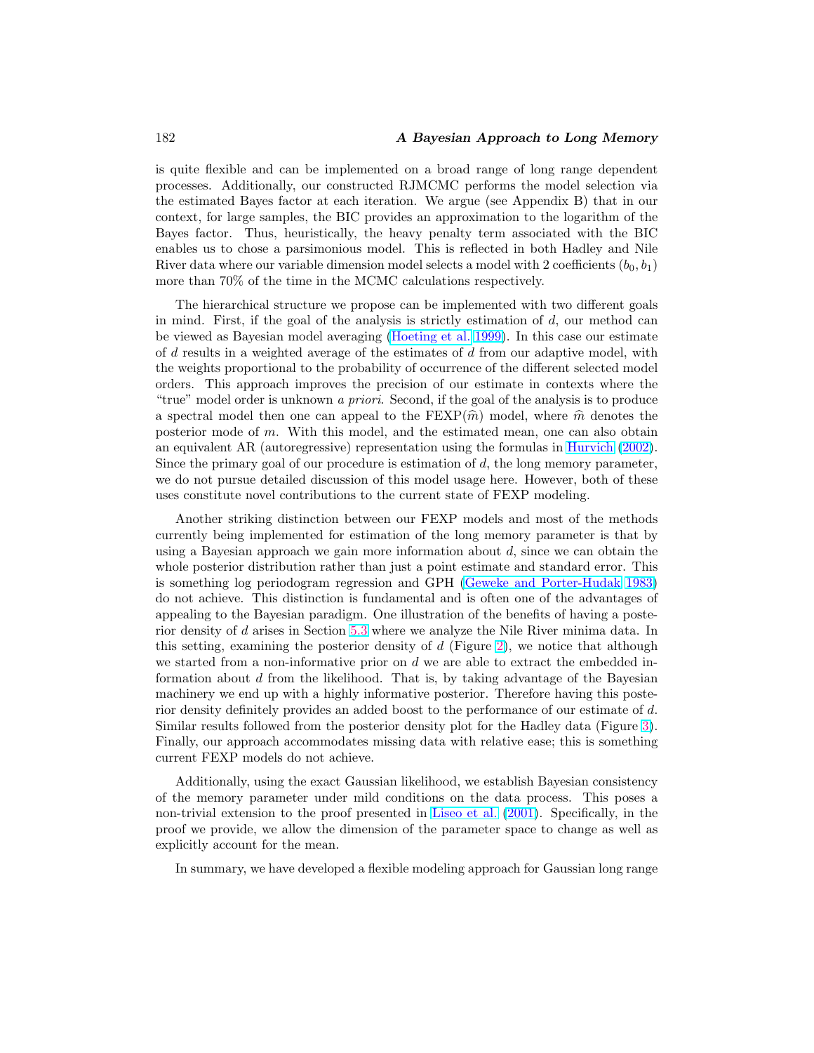is quite flexible and can be implemented on a broad range of long range dependent processes. Additionally, our constructed RJMCMC performs the model selection via the estimated Bayes factor at each iteration. We argue (see Appendix B) that in our context, for large samples, the BIC provides an approximation to the logarithm of the Bayes factor. Thus, heuristically, the heavy penalty term associated with the BIC enables us to chose a parsimonious model. This is reflected in both Hadley and Nile River data where our variable dimension model selects a model with 2 coefficients $(b_0, b_1)$ more than 70% of the time in the MCMC calculations respectively.

The hierarchical structure we propose can be implemented with two different goals in mind. First, if the goal of the analysis is strictly estimation of $d$, our method can be viewed as Bayesian model averaging (Hoeting et al. 1999). In this case our estimate of $d$ results in a weighted average of the estimates of $d$ from our adaptive model, with the weights proportional to the probability of occurrence of the different selected model orders. This approach improves the precision of our estimate in contexts where the "true" model order is unknown *a priori*. Second, if the goal of the analysis is to produce a spectral model then one can appeal to the FEXP($\widehat{m}$) model, where $\widehat{m}$ denotes the posterior mode of $m$. With this model, and the estimated mean, one can also obtain an equivalent AR (autoregressive) representation using the formulas in Hurvich (2002). Since the primary goal of our procedure is estimation of $d$, the long memory parameter, we do not pursue detailed discussion of this model usage here. However, both of these uses constitute novel contributions to the current state of FEXP modeling.

Another striking distinction between our FEXP models and most of the methods currently being implemented for estimation of the long memory parameter is that by using a Bayesian approach we gain more information about $d$, since we can obtain the whole posterior distribution rather than just a point estimate and standard error. This is something log periodogram regression and GPH (Geweke and Porter-Hudak 1983) do not achieve. This distinction is fundamental and is often one of the advantages of appealing to the Bayesian paradigm. One illustration of the benefits of having a posterior density of $d$ arises in Section 5.3 where we analyze the Nile River minima data. In this setting, examining the posterior density of $d$ (Figure 2), we notice that although we started from a non-informative prior on $d$ we are able to extract the embedded information about $d$ from the likelihood. That is, by taking advantage of the Bayesian machinery we end up with a highly informative posterior. Therefore having this posterior density definitely provides an added boost to the performance of our estimate of $d$. Similar results followed from the posterior density plot for the Hadley data (Figure 3). Finally, our approach accommodates missing data with relative ease; this is something current FEXP models do not achieve.

Additionally, using the exact Gaussian likelihood, we establish Bayesian consistency of the memory parameter under mild conditions on the data process. This poses a non-trivial extension to the proof presented in Liseo et al. (2001). Specifically, in the proof we provide, we allow the dimension of the parameter space to change as well as explicitly account for the mean.

In summary, we have developed a flexible modeling approach for Gaussian long range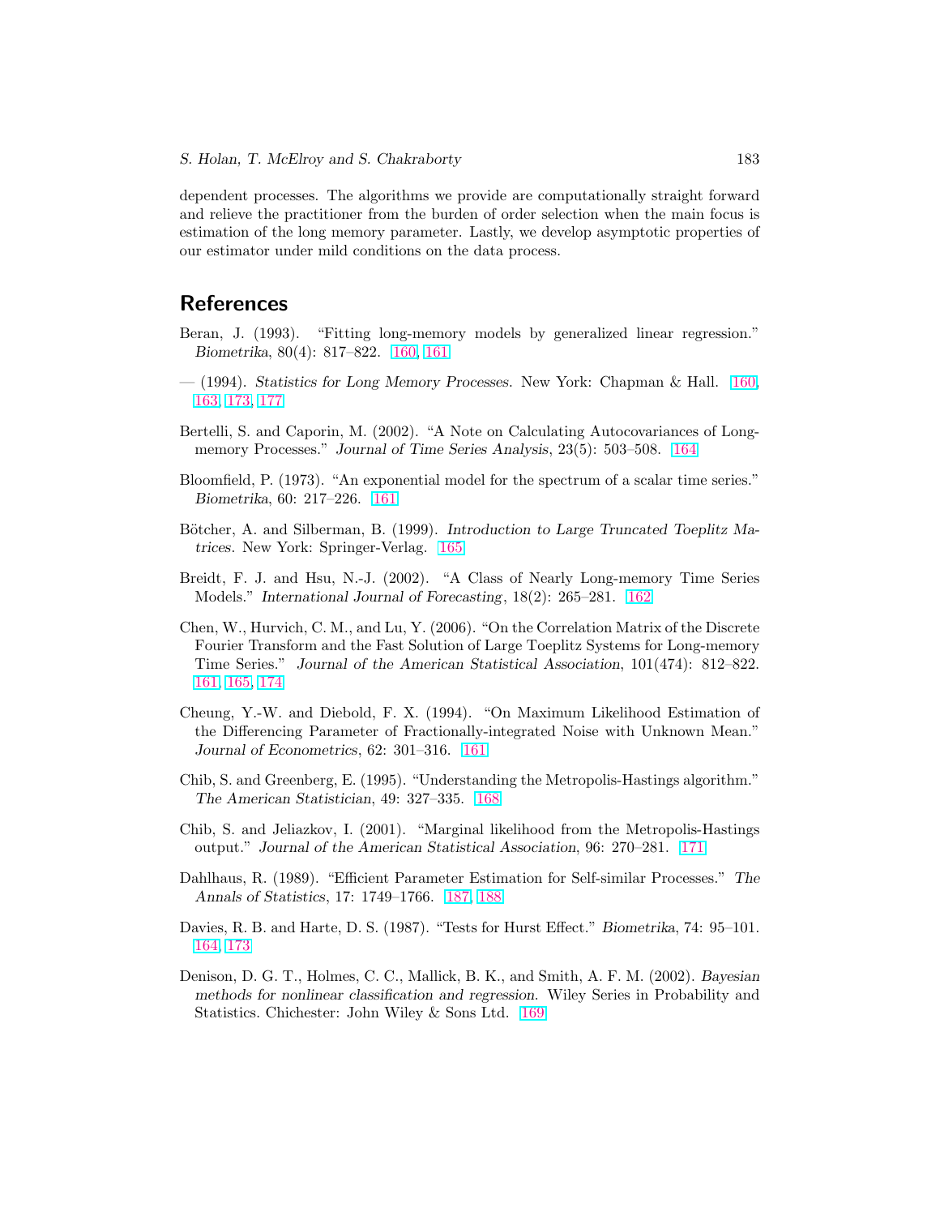dependent processes. The algorithms we provide are computationally straight forward and relieve the practitioner from the burden of order selection when the main focus is estimation of the long memory parameter. Lastly, we develop asymptotic properties of our estimator under mild conditions on the data process.

## References

Beran, J. (1993). "Fitting long-memory models by generalized linear regression." *Biometrika*, 80(4): 817–822. 160, 161

— (1994). *Statistics for Long Memory Processes*. New York: Chapman & Hall. 160, 163, 173, 177

Bertelli, S. and Caporin, M. (2002). "A Note on Calculating Autocovariances of Long-memory Processes." *Journal of Time Series Analysis*, 23(5): 503–508. 164

Bloomfield, P. (1973). "An exponential model for the spectrum of a scalar time series." *Biometrika*, 60: 217–226. 161

Bötcher, A. and Silberman, B. (1999). *Introduction to Large Truncated Toeplitz Matrices*. New York: Springer-Verlag. 165

Breidt, F. J. and Hsu, N.-J. (2002). "A Class of Nearly Long-memory Time Series Models." *International Journal of Forecasting*, 18(2): 265–281. 162

Chen, W., Hurvich, C. M., and Lu, Y. (2006). "On the Correlation Matrix of the Discrete Fourier Transform and the Fast Solution of Large Toeplitz Systems for Long-memory Time Series." *Journal of the American Statistical Association*, 101(474): 812–822. 161, 165, 174

Cheung, Y.-W. and Diebold, F. X. (1994). "On Maximum Likelihood Estimation of the Differencing Parameter of Fractionally-integrated Noise with Unknown Mean." *Journal of Econometrics*, 62: 301–316. 161

Chib, S. and Greenberg, E. (1995). "Understanding the Metropolis-Hastings algorithm." *The American Statistician*, 49: 327–335. 168

Chib, S. and Jeliazkov, I. (2001). "Marginal likelihood from the Metropolis-Hastings output." *Journal of the American Statistical Association*, 96: 270–281. 171

Dahlhaus, R. (1989). "Efficient Parameter Estimation for Self-similar Processes." *The Annals of Statistics*, 17: 1749–1766. 187, 188

Davies, R. B. and Harte, D. S. (1987). "Tests for Hurst Effect." *Biometrika*, 74: 95–101. 164, 173

Denison, D. G. T., Holmes, C. C., Mallick, B. K., and Smith, A. F. M. (2002). *Bayesian methods for nonlinear classification and regression*. Wiley Series in Probability and Statistics. Chichester: John Wiley & Sons Ltd. 169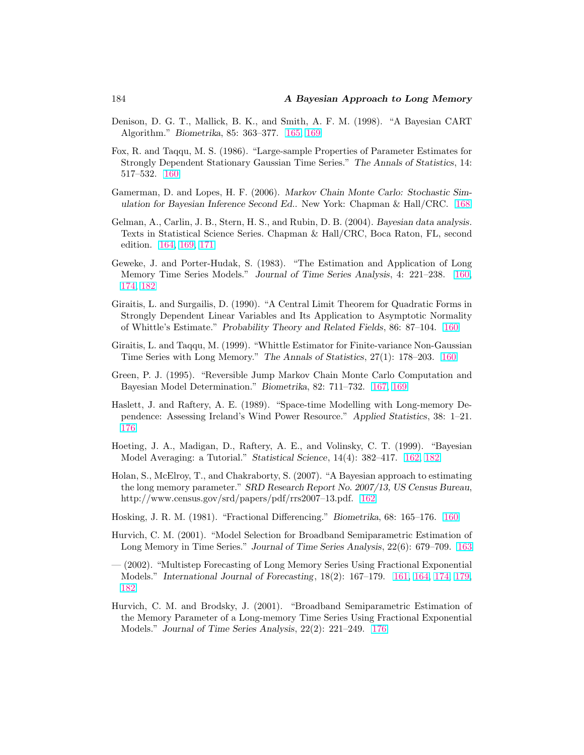Denison, D. G. T., Mallick, B. K., and Smith, A. F. M. (1998). "A Bayesian CART Algorithm." *Biometrika*, 85: 363–377. 165, 169

Fox, R. and Taqqu, M. S. (1986). "Large-sample Properties of Parameter Estimates for Strongly Dependent Stationary Gaussian Time Series." *The Annals of Statistics*, 14: 517–532. 160

Gamerman, D. and Lopes, H. F. (2006). *Markov Chain Monte Carlo: Stochastic Simulation for Bayesian Inference Second Ed.*. New York: Chapman & Hall/CRC. 168

Gelman, A., Carlin, J. B., Stern, H. S., and Rubin, D. B. (2004). *Bayesian data analysis*. Texts in Statistical Science Series. Chapman & Hall/CRC, Boca Raton, FL, second edition. 164, 169, 171

Geweke, J. and Porter-Hudak, S. (1983). "The Estimation and Application of Long Memory Time Series Models." *Journal of Time Series Analysis*, 4: 221–238. 160, 174, 182

Giraitis, L. and Surgailis, D. (1990). "A Central Limit Theorem for Quadratic Forms in Strongly Dependent Linear Variables and Its Application to Asymptotic Normality of Whittle's Estimate." *Probability Theory and Related Fields*, 86: 87–104. 160

Giraitis, L. and Taqqu, M. (1999). "Whittle Estimator for Finite-variance Non-Gaussian Time Series with Long Memory." *The Annals of Statistics*, 27(1): 178–203. 160

Green, P. J. (1995). "Reversible Jump Markov Chain Monte Carlo Computation and Bayesian Model Determination." *Biometrika*, 82: 711–732. 167, 169

Haslett, J. and Raftery, A. E. (1989). "Space-time Modelling with Long-memory Dependence: Assessing Ireland's Wind Power Resource." *Applied Statistics*, 38: 1–21. 176

Hoeting, J. A., Madigan, D., Raftery, A. E., and Volinsky, C. T. (1999). "Bayesian Model Averaging: a Tutorial." *Statistical Science*, 14(4): 382–417. 162, 182

Holan, S., McElroy, T., and Chakraborty, S. (2007). "A Bayesian approach to estimating the long memory parameter." *SRD Research Report No. 2007/13, US Census Bureau*, http://www.census.gov/srd/papers/pdf/rrs2007-13.pdf. 162

Hosking, J. R. M. (1981). "Fractional Differencing." *Biometrika*, 68: 165–176. 160

Hurvich, C. M. (2001). "Model Selection for Broadband Semiparametric Estimation of Long Memory in Time Series." *Journal of Time Series Analysis*, 22(6): 679–709. 163

— (2002). "Multistep Forecasting of Long Memory Series Using Fractional Exponential Models." *International Journal of Forecasting*, 18(2): 167–179. 161, 164, 174, 179, 182

Hurvich, C. M. and Brodsky, J. (2001). "Broadband Semiparametric Estimation of the Memory Parameter of a Long-memory Time Series Using Fractional Exponential Models." *Journal of Time Series Analysis*, 22(2): 221–249. 176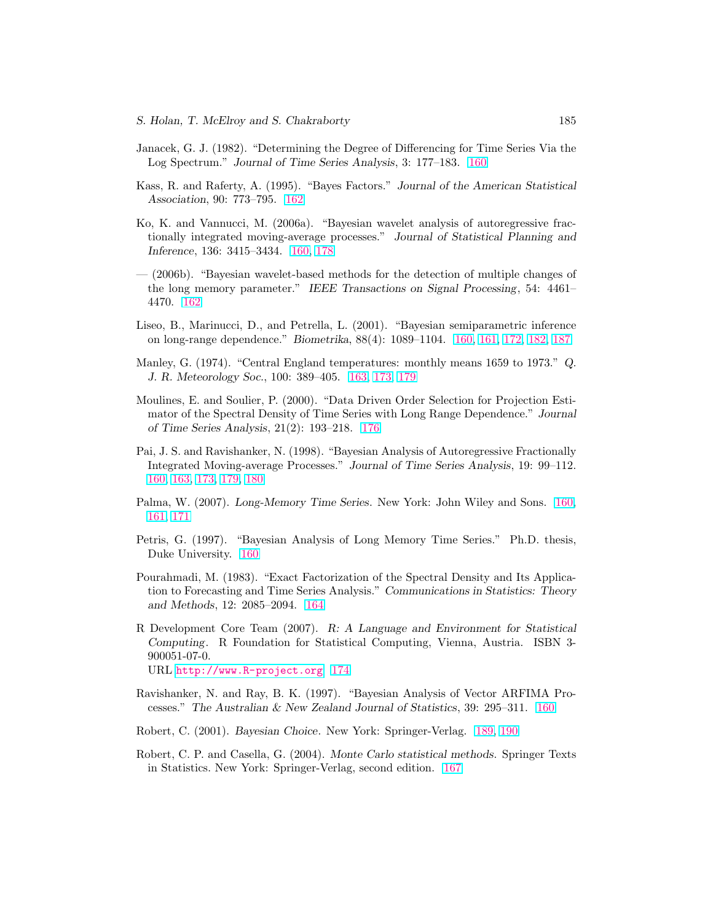Janacek, G. J. (1982). "Determining the Degree of Differencing for Time Series Via the Log Spectrum." *Journal of Time Series Analysis*, 3: 177–183. 160

Kass, R. and Raferty, A. (1995). "Bayes Factors." *Journal of the American Statistical Association*, 90: 773–795. 162

Ko, K. and Vannucci, M. (2006a). "Bayesian wavelet analysis of autoregressive fractionally integrated moving-average processes." *Journal of Statistical Planning and Inference*, 136: 3415–3434. 160, 178

— (2006b). "Bayesian wavelet-based methods for the detection of multiple changes of the long memory parameter." *IEEE Transactions on Signal Processing*, 54: 4461–4470. 162

Liseo, B., Marinucci, D., and Petrella, L. (2001). "Bayesian semiparametric inference on long-range dependence." *Biometrika*, 88(4): 1089–1104. 160, 161, 172, 182, 187

Manley, G. (1974). "Central England temperatures: monthly means 1659 to 1973." *Q. J. R. Meteorology Soc.*, 100: 389–405. 163, 173, 179

Moulines, E. and Soulier, P. (2000). "Data Driven Order Selection for Projection Estimator of the Spectral Density of Time Series with Long Range Dependence." *Journal of Time Series Analysis*, 21(2): 193–218. 176

Pai, J. S. and Ravishanker, N. (1998). "Bayesian Analysis of Autoregressive Fractionally Integrated Moving-average Processes." *Journal of Time Series Analysis*, 19: 99–112. 160, 163, 173, 179, 180

Palma, W. (2007). *Long-Memory Time Series*. New York: John Wiley and Sons. 160, 161, 171

Petris, G. (1997). "Bayesian Analysis of Long Memory Time Series." Ph.D. thesis, Duke University. 160

Pourahmadi, M. (1983). "Exact Factorization of the Spectral Density and Its Application to Forecasting and Time Series Analysis." *Communications in Statistics: Theory and Methods*, 12: 2085–2094. 164

R Development Core Team (2007). *R: A Language and Environment for Statistical Computing*. R Foundation for Statistical Computing, Vienna, Austria. ISBN 3-900051-07-0.
URL http://www.R-project.org. 174

Ravishanker, N. and Ray, B. K. (1997). "Bayesian Analysis of Vector ARFIMA Processes." *The Australian & New Zealand Journal of Statistics*, 39: 295–311. 160

Robert, C. (2001). *Bayesian Choice*. New York: Springer-Verlag. 189, 190

Robert, C. P. and Casella, G. (2004). *Monte Carlo statistical methods*. Springer Texts in Statistics. New York: Springer-Verlag, second edition. 167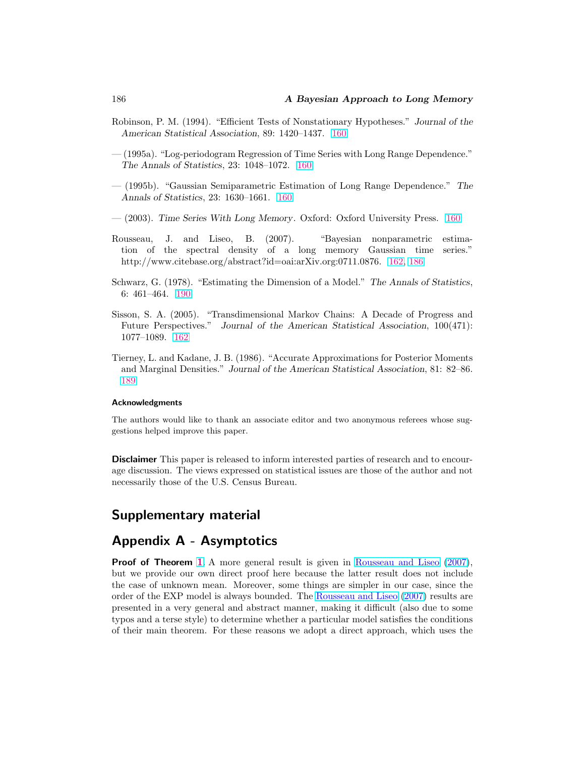Robinson, P. M. (1994). "Efficient Tests of Nonstationary Hypotheses." *Journal of the American Statistical Association*, 89: 1420–1437. 160

— (1995a). "Log-periodogram Regression of Time Series with Long Range Dependence." *The Annals of Statistics*, 23: 1048–1072. 160

— (1995b). "Gaussian Semiparametric Estimation of Long Range Dependence." *The Annals of Statistics*, 23: 1630–1661. 160

— (2003). *Time Series With Long Memory*. Oxford: Oxford University Press. 160

Rousseau, J. and Liseo, B. (2007). "Bayesian nonparametric estimation of the spectral density of a long memory Gaussian time series." http://www.citebase.org/abstract?id=oai:arXiv.org:0711.0876. 162, 186

Schwarz, G. (1978). "Estimating the Dimension of a Model." *The Annals of Statistics*, 6: 461–464. 190

Sisson, S. A. (2005). "Transdimensional Markov Chains: A Decade of Progress and Future Perspectives." *Journal of the American Statistical Association*, 100(471): 1077–1089. 162

Tierney, L. and Kadane, J. B. (1986). "Accurate Approximations for Posterior Moments and Marginal Densities." *Journal of the American Statistical Association*, 81: 82–86. 189

#### Acknowledgments

The authors would like to thank an associate editor and two anonymous referees whose suggestions helped improve this paper.

**Disclaimer** This paper is released to inform interested parties of research and to encourage discussion. The views expressed on statistical issues are those of the author and not necessarily those of the U.S. Census Bureau.

## Supplementary material

## Appendix A - Asymptotics

**Proof of Theorem 1** A more general result is given in Rousseau and Liseo (2007), but we provide our own direct proof here because the latter result does not include the case of unknown mean. Moreover, some things are simpler in our case, since the order of the EXP model is always bounded. The Rousseau and Liseo (2007) results are presented in a very general and abstract manner, making it difficult (also due to some typos and a terse style) to determine whether a particular model satisfies the conditions of their main theorem. For these reasons we adopt a direct approach, which uses the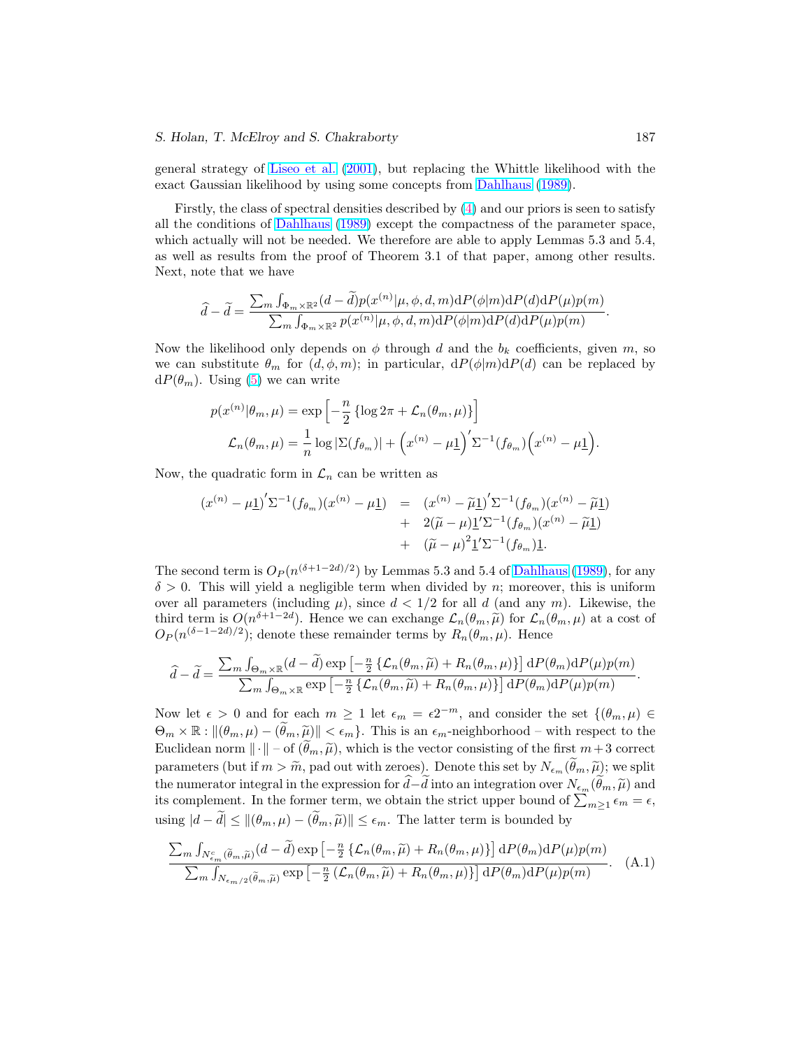general strategy of Liseo et al. (2001), but replacing the Whittle likelihood with the exact Gaussian likelihood by using some concepts from Dahlhaus (1989).

Firstly, the class of spectral densities described by (4) and our priors is seen to satisfy all the conditions of Dahlhaus (1989) except the compactness of the parameter space, which actually will not be needed. We therefore are able to apply Lemmas 5.3 and 5.4, as well as results from the proof of Theorem 3.1 of that paper, among other results. Next, note that we have

$$\widehat{d} - \widetilde{d} = \frac{\sum_m \int_{\Phi_m \times \mathbb{R}^2} (d - \widetilde{d}) p(x^{(n)}|\mu, \phi, d, m) \mathrm{d}P(\phi|m) \mathrm{d}P(d) \mathrm{d}P(\mu) p(m)}{\sum_m \int_{\Phi_m \times \mathbb{R}^2} p(x^{(n)}|\mu, \phi, d, m) \mathrm{d}P(\phi|m) \mathrm{d}P(d) \mathrm{d}P(\mu) p(m)}.$$

Now the likelihood only depends on $\phi$ through $d$ and the $b_k$ coefficients, given $m$, so we can substitute $\theta_m$ for $(d, \phi, m)$; in particular, $\mathrm{d}P(\phi|m)\mathrm{d}P(d)$ can be replaced by $\mathrm{d}P(\theta_m)$. Using (5) we can write

$$\begin{aligned}
p(x^{(n)}|\theta_m, \mu) &= \exp\left[-\frac{n}{2}\left\{\log 2\pi + \mathcal{L}_n(\theta_m, \mu)\right\}\right] \\
\mathcal{L}_n(\theta_m, \mu) &= \frac{1}{n}\log|\Sigma(f_{\theta_m})| + \left(x^{(n)} - \mu\underline{1}\right)' \Sigma^{-1}(f_{\theta_m}) \left(x^{(n)} - \mu\underline{1}\right).
\end{aligned}$$

Now, the quadratic form in $\mathcal{L}_n$ can be written as

$$\begin{aligned}
(x^{(n)} - \mu\underline{1})' \Sigma^{-1}(f_{\theta_m})(x^{(n)} - \mu\underline{1}) &= (x^{(n)} - \widetilde{\mu}\underline{1})' \Sigma^{-1}(f_{\theta_m})(x^{(n)} - \widetilde{\mu}\underline{1}) \\
&+ 2(\widetilde{\mu} - \mu)\underline{1}' \Sigma^{-1}(f_{\theta_m})(x^{(n)} - \widetilde{\mu}\underline{1}) \\
&+ (\widetilde{\mu} - \mu)^2 \underline{1}' \Sigma^{-1}(f_{\theta_m})\underline{1}.
\end{aligned}$$

The second term is $O_P(n^{(\delta+1-2d)/2})$ by Lemmas 5.3 and 5.4 of Dahlhaus (1989), for any $\delta > 0$. This will yield a negligible term when divided by $n$; moreover, this is uniform over all parameters (including $\mu$), since $d < 1/2$ for all $d$ (and any $m$). Likewise, the third term is $O(n^{\delta+1-2d})$. Hence we can exchange $\mathcal{L}_n(\theta_m, \widetilde{\mu})$ for $\mathcal{L}_n(\theta_m, \mu)$ at a cost of $O_P(n^{(\delta-1-2d)/2})$; denote these remainder terms by $R_n(\theta_m, \mu)$. Hence

$$\widehat{d} - \widetilde{d} = \frac{\sum_m \int_{\Theta_m \times \mathbb{R}} (d - \widetilde{d}) \exp\left[-\frac{n}{2}\left\{\mathcal{L}_n(\theta_m, \widetilde{\mu}) + R_n(\theta_m, \mu)\right\}\right] \mathrm{d}P(\theta_m) \mathrm{d}P(\mu) p(m)}{\sum_m \int_{\Theta_m \times \mathbb{R}} \exp\left[-\frac{n}{2}\left\{\mathcal{L}_n(\theta_m, \widetilde{\mu}) + R_n(\theta_m, \mu)\right\}\right] \mathrm{d}P(\theta_m) \mathrm{d}P(\mu) p(m)}.$$

Now let $\epsilon > 0$ and for each $m \geq 1$ let $\epsilon_m = \epsilon 2^{-m}$, and consider the set $\{(\theta_m, \mu) \in \Theta_m \times \mathbb{R} : \|(\theta_m, \mu) - (\widetilde{\theta}_m, \widetilde{\mu})\| < \epsilon_m\}$. This is an $\epsilon_m$-neighborhood – with respect to the Euclidean norm $\|\cdot\|$ – of $(\widetilde{\theta}_m, \widetilde{\mu})$, which is the vector consisting of the first $m+3$ correct parameters (but if $m > \widetilde{m}$, pad out with zeroes). Denote this set by $N_{\epsilon_m}(\widetilde{\theta}_m, \widetilde{\mu})$; we split the numerator integral in the expression for $\widehat{d} - \widetilde{d}$ into an integration over $N_{\epsilon_m}(\widetilde{\theta}_m, \widetilde{\mu})$ and its complement. In the former term, we obtain the strict upper bound of $\sum_{m \geq 1} \epsilon_m = \epsilon$, using $|d - \widetilde{d}| \leq \|(\theta_m, \mu) - (\widetilde{\theta}_m, \widetilde{\mu})\| \leq \epsilon_m$. The latter term is bounded by

$$\frac{\sum_m \int_{N^c_{\epsilon_m}(\widetilde{\theta}_m, \widetilde{\mu})} (d - \widetilde{d}) \exp\left[-\frac{n}{2}\left\{\mathcal{L}_n(\theta_m, \widetilde{\mu}) + R_n(\theta_m, \mu)\right\}\right] \mathrm{d}P(\theta_m) \mathrm{d}P(\mu) p(m)}{\sum_m \int_{N_{\epsilon_m/2}(\widetilde{\theta}_m, \widetilde{\mu})} \exp\left[-\frac{n}{2}\left(\mathcal{L}_n(\theta_m, \widetilde{\mu}) + R_n(\theta_m, \mu)\right\}\right] \mathrm{d}P(\theta_m) \mathrm{d}P(\mu) p(m)}. \quad \text{(A.1)}$$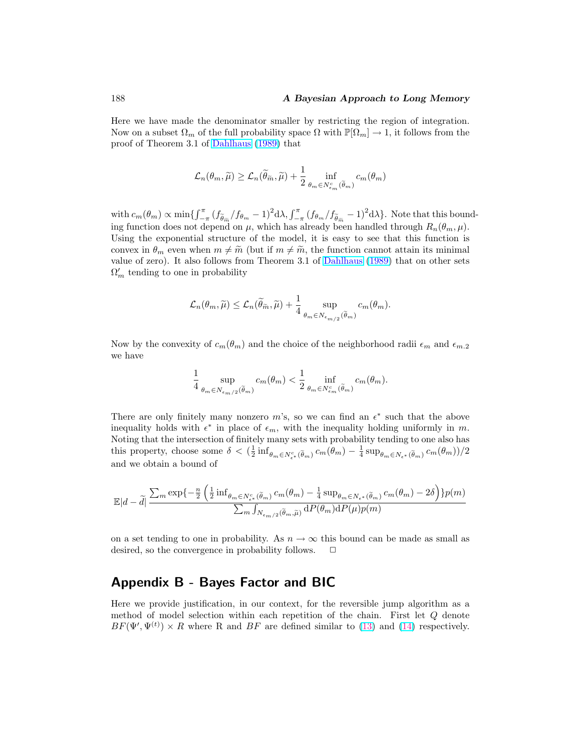Here we have made the denominator smaller by restricting the region of integration. Now on a subset $\Omega_m$ of the full probability space $\Omega$ with $\mathbb{P}[\Omega_m] \to 1$, it follows from the proof of Theorem 3.1 of Dahlhaus (1989) that

$$\mathcal{L}_n(\theta_m, \widetilde{\mu}) \geq \mathcal{L}_n(\widetilde{\theta}_{\widetilde{m}}, \widetilde{\mu}) + \frac{1}{2} \inf_{\theta_m \in N^c_{\epsilon_m}(\widetilde{\theta}_m)} c_m(\theta_m)$$

with $c_m(\theta_m) \propto \min\{\int_{-\pi}^{\pi} (f_{\widetilde{\theta}_{\widetilde{m}}}/f_{\theta_m} - 1)^2 \mathrm{d}\lambda, \int_{-\pi}^{\pi} (f_{\theta_m}/f_{\widetilde{\theta}_{\widetilde{m}}} - 1)^2 \mathrm{d}\lambda\}$. Note that this bounding function does not depend on $\mu$, which has already been handled through $R_n(\theta_m, \mu)$. Using the exponential structure of the model, it is easy to see that this function is convex in $\theta_m$ even when $m \neq \widetilde{m}$ (but if $m \neq \widetilde{m}$, the function cannot attain its minimal value of zero). It also follows from Theorem 3.1 of Dahlhaus (1989) that on other sets $\Omega'_m$ tending to one in probability

$$\mathcal{L}_n(\theta_m, \widetilde{\mu}) \leq \mathcal{L}_n(\widetilde{\theta}_{\widetilde{m}}, \widetilde{\mu}) + \frac{1}{4} \sup_{\theta_m \in N_{\epsilon_{m/2}}(\widetilde{\theta}_m)} c_m(\theta_m).$$

Now by the convexity of $c_m(\theta_m)$ and the choice of the neighborhood radii $\epsilon_m$ and $\epsilon_{m.2}$ we have

$$\frac{1}{4} \sup_{\theta_m \in N_{\epsilon_{m/2}}(\widetilde{\theta}_m)} c_m(\theta_m) < \frac{1}{2} \inf_{\theta_m \in N^c_{\epsilon_m}(\widetilde{\theta}_m)} c_m(\theta_m).$$

There are only finitely many nonzero $m$'s, so we can find an $\epsilon^*$ such that the above inequality holds with $\epsilon^*$ in place of $\epsilon_m$, with the inequality holding uniformly in $m$. Noting that the intersection of finitely many sets with probability tending to one also has this property, choose some $\delta < (\frac{1}{2} \inf_{\theta_m \in N^c_{\epsilon^*}(\widetilde{\theta}_m)} c_m(\theta_m) - \frac{1}{4} \sup_{\theta_m \in N_{\epsilon^*}(\widetilde{\theta}_m)} c_m(\theta_m))/2$ and we obtain a bound of

$$\mathbb{E}|d - \widetilde{d}| \, \frac{\sum_m \exp\{-\frac{n}{2}\left(\frac{1}{2}\inf_{\theta_m \in N^c_{\epsilon^*}(\widetilde{\theta}_m)} c_m(\theta_m) - \frac{1}{4}\sup_{\theta_m \in N_{\epsilon^*}(\widetilde{\theta}_m)} c_m(\theta_m) - 2\delta\right)\} p(m)}{\sum_m \int_{N_{\epsilon_{m/2}}(\widetilde{\theta}_m, \widetilde{\mu})} \mathrm{d}P(\theta_m) \mathrm{d}P(\mu) p(m)}$$

on a set tending to one in probability. As $n \to \infty$ this bound can be made as small as desired, so the convergence in probability follows. ☐

## Appendix B - Bayes Factor and BIC

Here we provide justification, in our context, for the reversible jump algorithm as a method of model selection within each repetition of the chain. First let $Q$ denote $BF(\Psi', \Psi^{(t)}) \times R$ where R and $BF$ are defined similar to (13) and (14) respectively.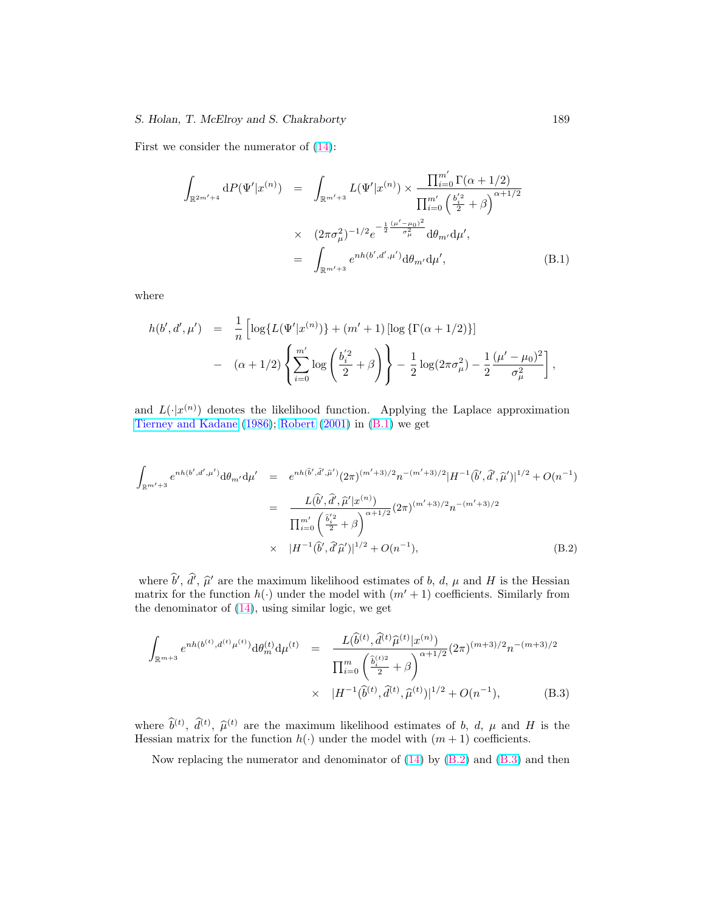First we consider the numerator of (14):

$$
\begin{aligned}
\int_{\mathbb{R}^{2m'+4}} \mathrm{d}P(\Psi'|x^{(n)}) &= \int_{\mathbb{R}^{m'+3}} L(\Psi'|x^{(n)}) \times \frac{\prod_{i=0}^{m'} \Gamma(\alpha+1/2)}{\prod_{i=0}^{m'} \left(\frac{b_i'^2}{2}+\beta\right)^{\alpha+1/2}} \\
&\times \; (2\pi\sigma_\mu^2)^{-1/2} e^{-\frac{1}{2}\frac{(\mu'-\mu_0)^2}{\sigma_\mu^2}} \mathrm{d}\theta_{m'} \mathrm{d}\mu', \\
&= \int_{\mathbb{R}^{m'+3}} e^{nh(b',d',\mu')} \mathrm{d}\theta_{m'} \mathrm{d}\mu', \qquad \text{(B.1)}
\end{aligned}
$$

where

$$
\begin{aligned}
h(b', d', \mu') &= \frac{1}{n}\Big[\log\{L(\Psi'|x^{(n)})\} + (m'+1)\left[\log\left\{\Gamma(\alpha+1/2)\right\}\right] \\
&- \; (\alpha+1/2)\left\{\sum_{i=0}^{m'} \log\left(\frac{b_i'^2}{2}+\beta\right)\right\} - \frac{1}{2}\log(2\pi\sigma_\mu^2) - \frac{1}{2}\frac{(\mu'-\mu_0)^2}{\sigma_\mu^2}\Big],
\end{aligned}
$$

and $L(\cdot|x^{(n)})$ denotes the likelihood function. Applying the Laplace approximation Tierney and Kadane (1986); Robert (2001) in (B.1) we get

$$
\begin{aligned}
\int_{\mathbb{R}^{m'+3}} e^{nh(b',d',\mu')} \mathrm{d}\theta_{m'} \mathrm{d}\mu' &= e^{nh(\widehat{b}',\widehat{d}',\widehat{\mu}')} (2\pi)^{(m'+3)/2} n^{-(m'+3)/2} |H^{-1}(\widehat{b}', \widehat{d}', \widehat{\mu}')|^{1/2} + O(n^{-1}) \\
&= \frac{L(\widehat{b}', \widehat{d}', \widehat{\mu}'|x^{(n)})}{\prod_{i=0}^{m'} \left(\frac{\widehat{b}_i'^2}{2}+\beta\right)^{\alpha+1/2}} (2\pi)^{(m'+3)/2} n^{-(m'+3)/2} \\
&\times \; |H^{-1}(\widehat{b}', \widehat{d}'\widehat{\mu}')|^{1/2} + O(n^{-1}), \qquad \text{(B.2)}
\end{aligned}
$$

where $\widehat{b}'$, $\widehat{d}'$, $\widehat{\mu}'$ are the maximum likelihood estimates of $b$, $d$, $\mu$ and $H$ is the Hessian matrix for the function $h(\cdot)$ under the model with $(m'+1)$ coefficients. Similarly from the denominator of (14), using similar logic, we get

$$
\begin{aligned}
\int_{\mathbb{R}^{m+3}} e^{nh(b^{(t)},d^{(t)}\mu^{(t)})} \mathrm{d}\theta_m^{(t)} \mathrm{d}\mu^{(t)} &= \frac{L(\widehat{b}^{(t)}, \widehat{d}^{(t)}\widehat{\mu}^{(t)}|x^{(n)})}{\prod_{i=0}^{m} \left(\frac{\widehat{b}_i^{(t)2}}{2}+\beta\right)^{\alpha+1/2}} (2\pi)^{(m+3)/2} n^{-(m+3)/2} \\
&\times \; |H^{-1}(\widehat{b}^{(t)}, \widehat{d}^{(t)}, \widehat{\mu}^{(t)})|^{1/2} + O(n^{-1}), \qquad \text{(B.3)}
\end{aligned}
$$

where $\widehat{b}^{(t)}$, $\widehat{d}^{(t)}$, $\widehat{\mu}^{(t)}$ are the maximum likelihood estimates of $b$, $d$, $\mu$ and $H$ is the Hessian matrix for the function $h(\cdot)$ under the model with $(m+1)$ coefficients.

Now replacing the numerator and denominator of (14) by (B.2) and (B.3) and then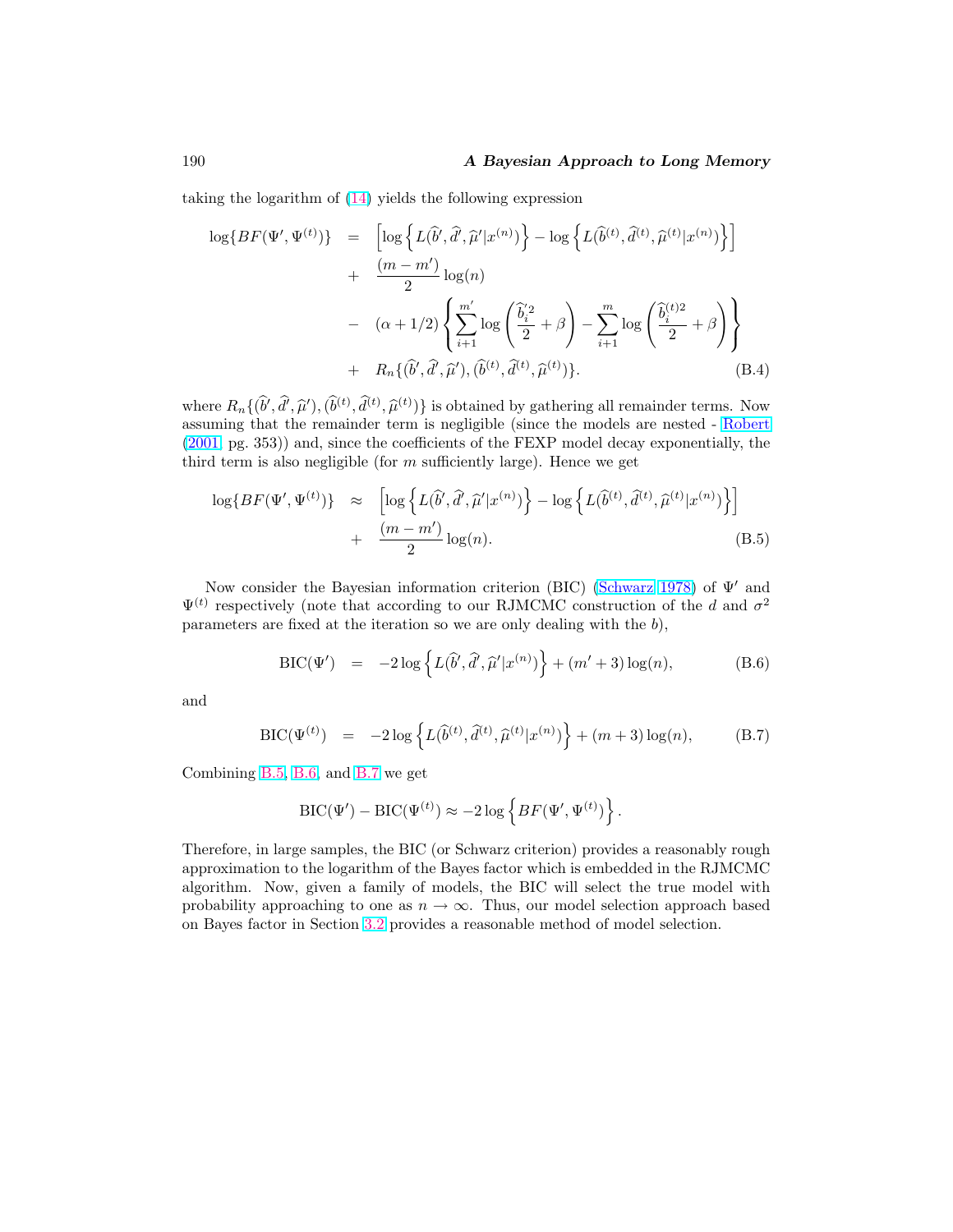taking the logarithm of (14) yields the following expression

$$
\begin{aligned}
\log\{BF(\Psi', \Psi^{(t)})\} &= \left[\log\left\{L(\widehat{b}', \widehat{d}', \widehat{\mu}'|x^{(n)})\right\} - \log\left\{L(\widehat{b}^{(t)}, \widehat{d}^{(t)}, \widehat{\mu}^{(t)}|x^{(n)})\right\}\right] \\
&+ \frac{(m - m')}{2}\log(n) \\
&- (\alpha + 1/2)\left\{\sum_{i+1}^{m'} \log\left(\frac{\widehat{b}_i'^2}{2} + \beta\right) - \sum_{i+1}^{m} \log\left(\frac{\widehat{b}_i^{(t)2}}{2} + \beta\right)\right\} \\
&+ R_n\{(\widehat{b}', \widehat{d}', \widehat{\mu}'), (\widehat{b}^{(t)}, \widehat{d}^{(t)}, \widehat{\mu}^{(t)})\}. \qquad \text{(B.4)}
\end{aligned}
$$

where $R_n\{(\widehat{b}', \widehat{d}', \widehat{\mu}'), (\widehat{b}^{(t)}, \widehat{d}^{(t)}, \widehat{\mu}^{(t)})\}$ is obtained by gathering all remainder terms. Now assuming that the remainder term is negligible (since the models are nested - Robert (2001, pg. 353)) and, since the coefficients of the FEXP model decay exponentially, the third term is also negligible (for $m$ sufficiently large). Hence we get

$$
\begin{aligned}
\log\{BF(\Psi', \Psi^{(t)})\} &\approx \left[\log\left\{L(\widehat{b}', \widehat{d}', \widehat{\mu}'|x^{(n)})\right\} - \log\left\{L(\widehat{b}^{(t)}, \widehat{d}^{(t)}, \widehat{\mu}^{(t)}|x^{(n)})\right\}\right] \\
&+ \frac{(m - m')}{2}\log(n). \qquad \text{(B.5)}
\end{aligned}
$$

Now consider the Bayesian information criterion (BIC) (Schwarz 1978) of $\Psi'$ and $\Psi^{(t)}$ respectively (note that according to our RJMCMC construction of the $d$ and $\sigma^2$ parameters are fixed at the iteration so we are only dealing with the $b$),

$$
\text{BIC}(\Psi') = -2\log\left\{L(\widehat{b}', \widehat{d}', \widehat{\mu}'|x^{(n)})\right\} + (m' + 3)\log(n), \qquad \text{(B.6)}
$$

and

$$
\text{BIC}(\Psi^{(t)}) = -2\log\left\{L(\widehat{b}^{(t)}, \widehat{d}^{(t)}, \widehat{\mu}^{(t)}|x^{(n)})\right\} + (m + 3)\log(n), \qquad \text{(B.7)}
$$

Combining B.5, B.6, and B.7 we get

$$
\text{BIC}(\Psi') - \text{BIC}(\Psi^{(t)}) \approx -2\log\left\{BF(\Psi', \Psi^{(t)})\right\}.
$$

Therefore, in large samples, the BIC (or Schwarz criterion) provides a reasonably rough approximation to the logarithm of the Bayes factor which is embedded in the RJMCMC algorithm. Now, given a family of models, the BIC will select the true model with probability approaching to one as $n \to \infty$. Thus, our model selection approach based on Bayes factor in Section 3.2 provides a reasonable method of model selection.